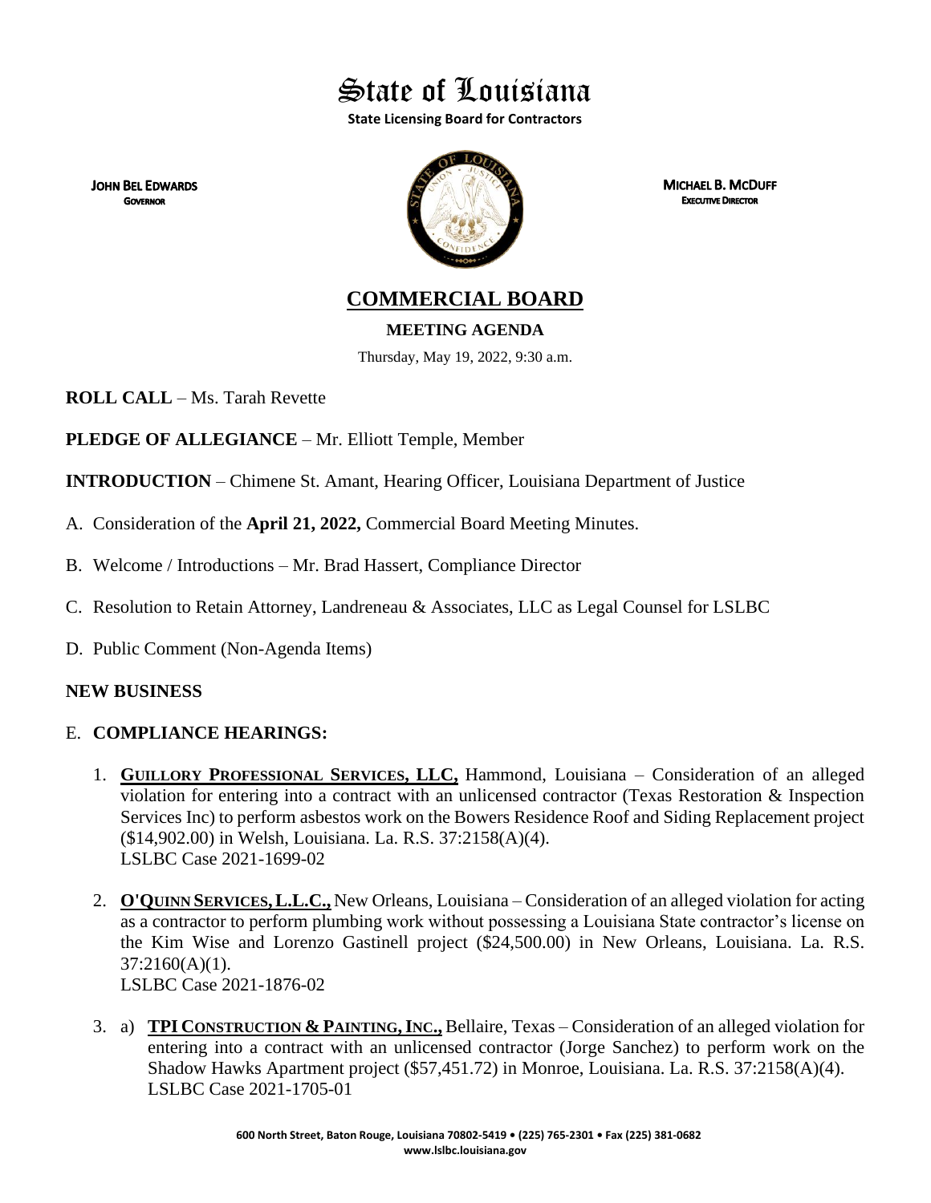# State of Louisiana

**State Licensing Board for Contractors**

**JOHN BEL EDWARDS**
**GOVERNOR**

**MICHAEL B. MCDUFF**
**EXECUTIVE DIRECTOR**

## COMMERCIAL BOARD

**MEETING AGENDA**

Thursday, May 19, 2022, 9:30 a.m.

**ROLL CALL** – Ms. Tarah Revette

**PLEDGE OF ALLEGIANCE** – Mr. Elliott Temple, Member

**INTRODUCTION** – Chimene St. Amant, Hearing Officer, Louisiana Department of Justice

A. Consideration of the **April 21, 2022,** Commercial Board Meeting Minutes.

B. Welcome / Introductions – Mr. Brad Hassert, Compliance Director

C. Resolution to Retain Attorney, Landreneau & Associates, LLC as Legal Counsel for LSLBC

D. Public Comment (Non-Agenda Items)

### NEW BUSINESS

E. **COMPLIANCE HEARINGS:**

1. **GUILLORY PROFESSIONAL SERVICES, LLC,** Hammond, Louisiana – Consideration of an alleged violation for entering into a contract with an unlicensed contractor (Texas Restoration & Inspection Services Inc) to perform asbestos work on the Bowers Residence Roof and Siding Replacement project ($14,902.00) in Welsh, Louisiana. La. R.S. 37:2158(A)(4).
   LSLBC Case 2021-1699-02

2. **O'QUINN SERVICES, L.L.C.,** New Orleans, Louisiana – Consideration of an alleged violation for acting as a contractor to perform plumbing work without possessing a Louisiana State contractor's license on the Kim Wise and Lorenzo Gastinell project ($24,500.00) in New Orleans, Louisiana. La. R.S. 37:2160(A)(1).
   LSLBC Case 2021-1876-02

3. a) **TPI CONSTRUCTION & PAINTING, INC.,** Bellaire, Texas – Consideration of an alleged violation for entering into a contract with an unlicensed contractor (Jorge Sanchez) to perform work on the Shadow Hawks Apartment project ($57,451.72) in Monroe, Louisiana. La. R.S. 37:2158(A)(4).
   LSLBC Case 2021-1705-01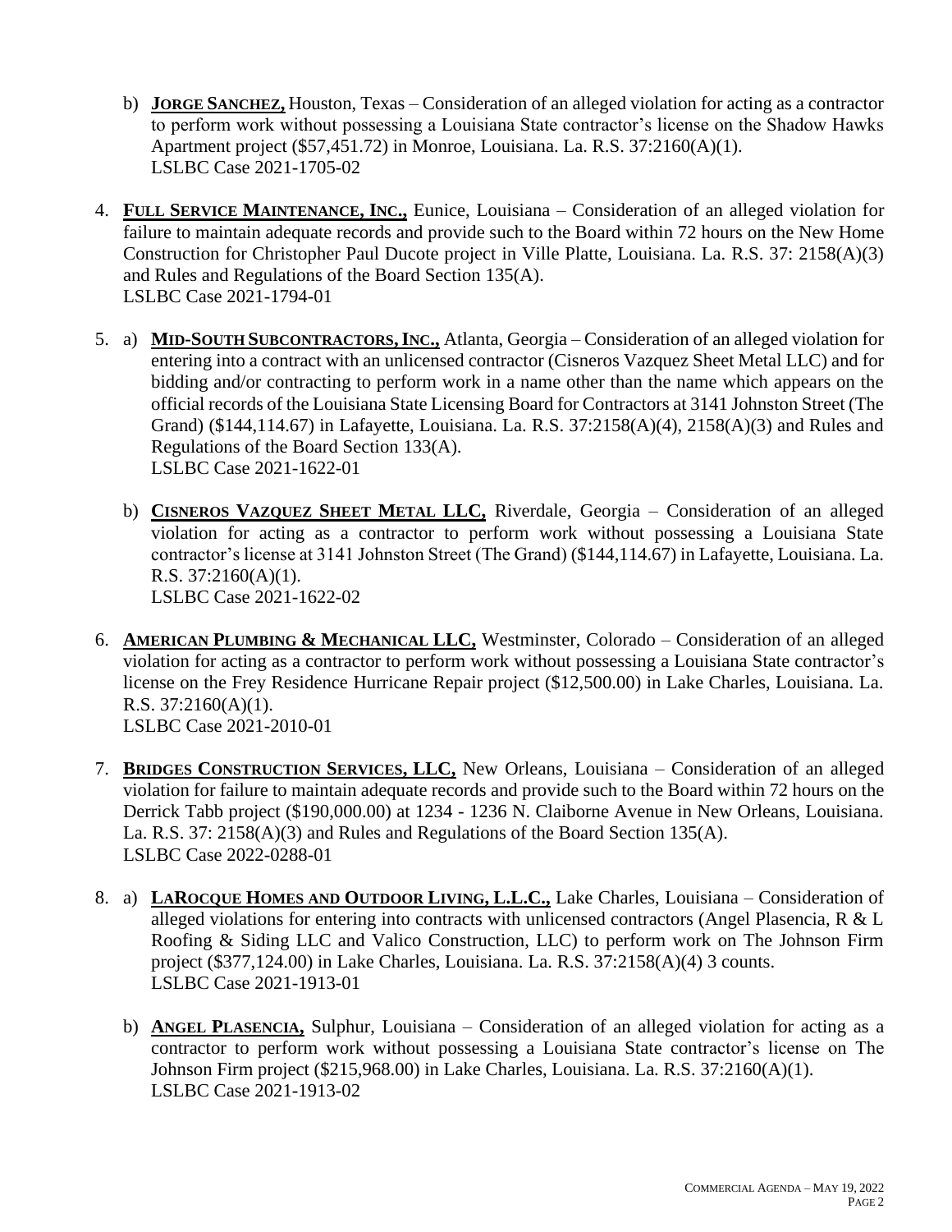b) **JORGE SANCHEZ,** Houston, Texas – Consideration of an alleged violation for acting as a contractor to perform work without possessing a Louisiana State contractor's license on the Shadow Hawks Apartment project ($57,451.72) in Monroe, Louisiana. La. R.S. 37:2160(A)(1).
LSLBC Case 2021-1705-02

4. **FULL SERVICE MAINTENANCE, INC.,** Eunice, Louisiana – Consideration of an alleged violation for failure to maintain adequate records and provide such to the Board within 72 hours on the New Home Construction for Christopher Paul Ducote project in Ville Platte, Louisiana. La. R.S. 37: 2158(A)(3) and Rules and Regulations of the Board Section 135(A).
LSLBC Case 2021-1794-01

5. a) **MID-SOUTH SUBCONTRACTORS, INC.,** Atlanta, Georgia – Consideration of an alleged violation for entering into a contract with an unlicensed contractor (Cisneros Vazquez Sheet Metal LLC) and for bidding and/or contracting to perform work in a name other than the name which appears on the official records of the Louisiana State Licensing Board for Contractors at 3141 Johnston Street (The Grand) ($144,114.67) in Lafayette, Louisiana. La. R.S. 37:2158(A)(4), 2158(A)(3) and Rules and Regulations of the Board Section 133(A).
LSLBC Case 2021-1622-01

   b) **CISNEROS VAZQUEZ SHEET METAL LLC,** Riverdale, Georgia – Consideration of an alleged violation for acting as a contractor to perform work without possessing a Louisiana State contractor's license at 3141 Johnston Street (The Grand) ($144,114.67) in Lafayette, Louisiana. La. R.S. 37:2160(A)(1).
LSLBC Case 2021-1622-02

6. **AMERICAN PLUMBING & MECHANICAL LLC,** Westminster, Colorado – Consideration of an alleged violation for acting as a contractor to perform work without possessing a Louisiana State contractor's license on the Frey Residence Hurricane Repair project ($12,500.00) in Lake Charles, Louisiana. La. R.S. 37:2160(A)(1).
LSLBC Case 2021-2010-01

7. **BRIDGES CONSTRUCTION SERVICES, LLC,** New Orleans, Louisiana – Consideration of an alleged violation for failure to maintain adequate records and provide such to the Board within 72 hours on the Derrick Tabb project ($190,000.00) at 1234 - 1236 N. Claiborne Avenue in New Orleans, Louisiana. La. R.S. 37: 2158(A)(3) and Rules and Regulations of the Board Section 135(A).
LSLBC Case 2022-0288-01

8. a) **LAROCQUE HOMES AND OUTDOOR LIVING, L.L.C.,** Lake Charles, Louisiana – Consideration of alleged violations for entering into contracts with unlicensed contractors (Angel Plasencia, R & L Roofing & Siding LLC and Valico Construction, LLC) to perform work on The Johnson Firm project ($377,124.00) in Lake Charles, Louisiana. La. R.S. 37:2158(A)(4) 3 counts.
LSLBC Case 2021-1913-01

   b) **ANGEL PLASENCIA,** Sulphur, Louisiana – Consideration of an alleged violation for acting as a contractor to perform work without possessing a Louisiana State contractor's license on The Johnson Firm project ($215,968.00) in Lake Charles, Louisiana. La. R.S. 37:2160(A)(1).
LSLBC Case 2021-1913-02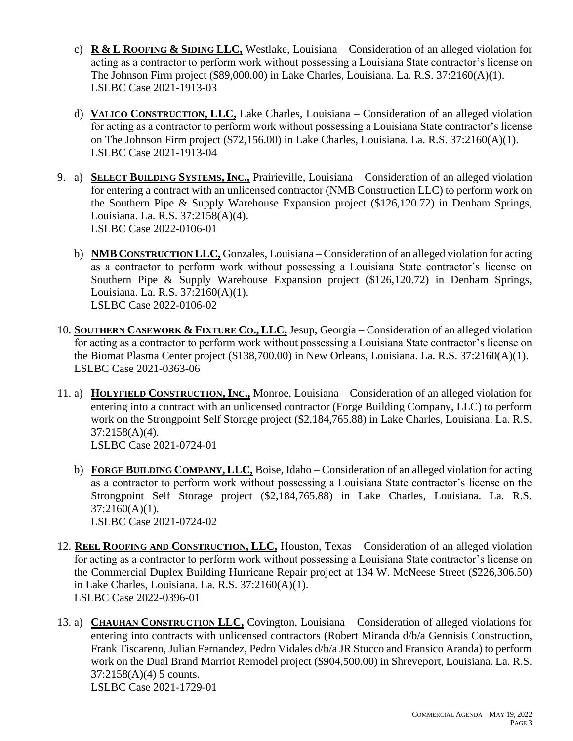c) **R & L ROOFING & SIDING LLC,** Westlake, Louisiana – Consideration of an alleged violation for acting as a contractor to perform work without possessing a Louisiana State contractor's license on The Johnson Firm project ($89,000.00) in Lake Charles, Louisiana. La. R.S. 37:2160(A)(1).
LSLBC Case 2021-1913-03

d) **VALICO CONSTRUCTION, LLC,** Lake Charles, Louisiana – Consideration of an alleged violation for acting as a contractor to perform work without possessing a Louisiana State contractor's license on The Johnson Firm project ($72,156.00) in Lake Charles, Louisiana. La. R.S. 37:2160(A)(1).
LSLBC Case 2021-1913-04

9. a) **SELECT BUILDING SYSTEMS, INC.,** Prairieville, Louisiana – Consideration of an alleged violation for entering a contract with an unlicensed contractor (NMB Construction LLC) to perform work on the Southern Pipe & Supply Warehouse Expansion project ($126,120.72) in Denham Springs, Louisiana. La. R.S. 37:2158(A)(4).
LSLBC Case 2022-0106-01

b) **NMB CONSTRUCTION LLC,** Gonzales, Louisiana – Consideration of an alleged violation for acting as a contractor to perform work without possessing a Louisiana State contractor's license on Southern Pipe & Supply Warehouse Expansion project ($126,120.72) in Denham Springs, Louisiana. La. R.S. 37:2160(A)(1).
LSLBC Case 2022-0106-02

10. **SOUTHERN CASEWORK & FIXTURE CO., LLC,** Jesup, Georgia – Consideration of an alleged violation for acting as a contractor to perform work without possessing a Louisiana State contractor's license on the Biomat Plasma Center project ($138,700.00) in New Orleans, Louisiana. La. R.S. 37:2160(A)(1).
LSLBC Case 2021-0363-06

11. a) **HOLYFIELD CONSTRUCTION, INC.,** Monroe, Louisiana – Consideration of an alleged violation for entering into a contract with an unlicensed contractor (Forge Building Company, LLC) to perform work on the Strongpoint Self Storage project ($2,184,765.88) in Lake Charles, Louisiana. La. R.S. 37:2158(A)(4).
LSLBC Case 2021-0724-01

b) **FORGE BUILDING COMPANY, LLC,** Boise, Idaho – Consideration of an alleged violation for acting as a contractor to perform work without possessing a Louisiana State contractor's license on the Strongpoint Self Storage project ($2,184,765.88) in Lake Charles, Louisiana. La. R.S. 37:2160(A)(1).
LSLBC Case 2021-0724-02

12. **REEL ROOFING AND CONSTRUCTION, LLC,** Houston, Texas – Consideration of an alleged violation for acting as a contractor to perform work without possessing a Louisiana State contractor's license on the Commercial Duplex Building Hurricane Repair project at 134 W. McNeese Street ($226,306.50) in Lake Charles, Louisiana. La. R.S. 37:2160(A)(1).
LSLBC Case 2022-0396-01

13. a) **CHAUHAN CONSTRUCTION LLC,** Covington, Louisiana – Consideration of alleged violations for entering into contracts with unlicensed contractors (Robert Miranda d/b/a Gennisis Construction, Frank Tiscareno, Julian Fernandez, Pedro Vidales d/b/a JR Stucco and Fransico Aranda) to perform work on the Dual Brand Marriot Remodel project ($904,500.00) in Shreveport, Louisiana. La. R.S. 37:2158(A)(4) 5 counts.
LSLBC Case 2021-1729-01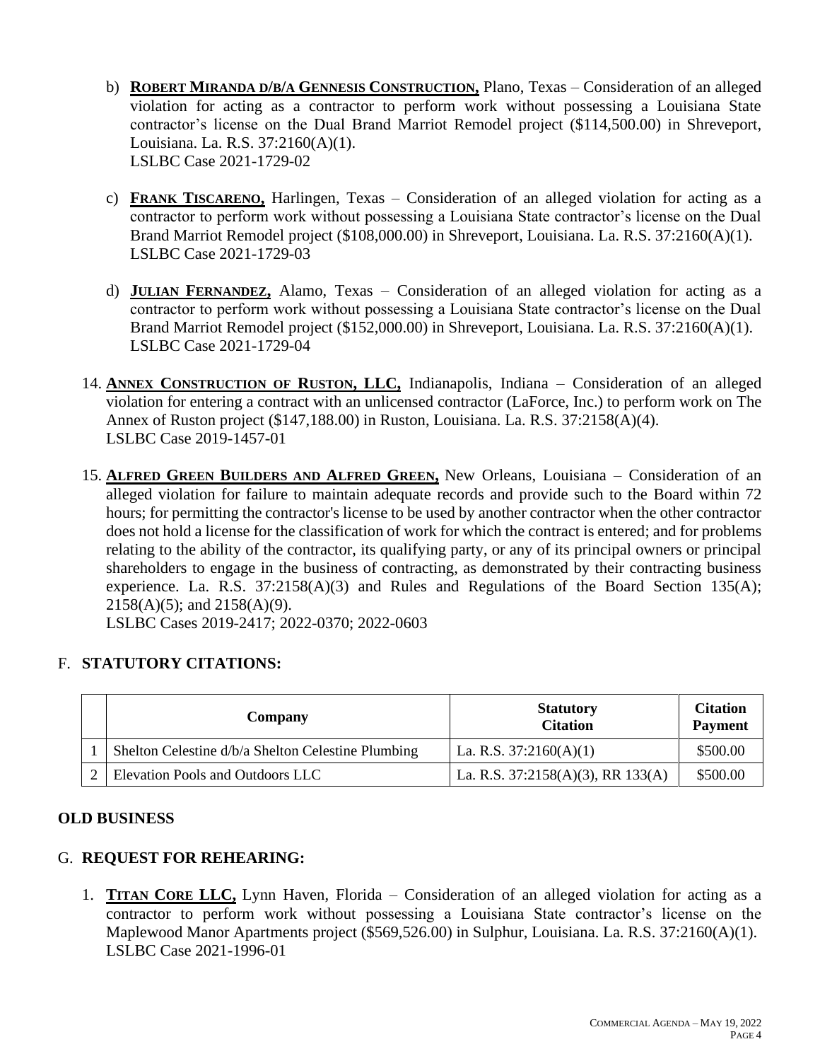b) **ROBERT MIRANDA D/B/A GENNESIS CONSTRUCTION,** Plano, Texas – Consideration of an alleged violation for acting as a contractor to perform work without possessing a Louisiana State contractor's license on the Dual Brand Marriot Remodel project ($114,500.00) in Shreveport, Louisiana. La. R.S. 37:2160(A)(1).
LSLBC Case 2021-1729-02

c) **FRANK TISCARENO,** Harlingen, Texas – Consideration of an alleged violation for acting as a contractor to perform work without possessing a Louisiana State contractor's license on the Dual Brand Marriot Remodel project ($108,000.00) in Shreveport, Louisiana. La. R.S. 37:2160(A)(1).
LSLBC Case 2021-1729-03

d) **JULIAN FERNANDEZ,** Alamo, Texas – Consideration of an alleged violation for acting as a contractor to perform work without possessing a Louisiana State contractor's license on the Dual Brand Marriot Remodel project ($152,000.00) in Shreveport, Louisiana. La. R.S. 37:2160(A)(1).
LSLBC Case 2021-1729-04

14. **ANNEX CONSTRUCTION OF RUSTON, LLC,** Indianapolis, Indiana – Consideration of an alleged violation for entering a contract with an unlicensed contractor (LaForce, Inc.) to perform work on The Annex of Ruston project ($147,188.00) in Ruston, Louisiana. La. R.S. 37:2158(A)(4).
LSLBC Case 2019-1457-01

15. **ALFRED GREEN BUILDERS AND ALFRED GREEN,** New Orleans, Louisiana – Consideration of an alleged violation for failure to maintain adequate records and provide such to the Board within 72 hours; for permitting the contractor's license to be used by another contractor when the other contractor does not hold a license for the classification of work for which the contract is entered; and for problems relating to the ability of the contractor, its qualifying party, or any of its principal owners or principal shareholders to engage in the business of contracting, as demonstrated by their contracting business experience. La. R.S. 37:2158(A)(3) and Rules and Regulations of the Board Section 135(A); 2158(A)(5); and 2158(A)(9).
LSLBC Cases 2019-2417; 2022-0370; 2022-0603

## F. STATUTORY CITATIONS:

| | Company | Statutory Citation | Citation Payment |
|---|---|---|---|
| 1 | Shelton Celestine d/b/a Shelton Celestine Plumbing | La. R.S. 37:2160(A)(1) | $500.00 |
| 2 | Elevation Pools and Outdoors LLC | La. R.S. 37:2158(A)(3), RR 133(A) | $500.00 |

## OLD BUSINESS

## G. REQUEST FOR REHEARING:

1. **TITAN CORE LLC,** Lynn Haven, Florida – Consideration of an alleged violation for acting as a contractor to perform work without possessing a Louisiana State contractor's license on the Maplewood Manor Apartments project ($569,526.00) in Sulphur, Louisiana. La. R.S. 37:2160(A)(1).
LSLBC Case 2021-1996-01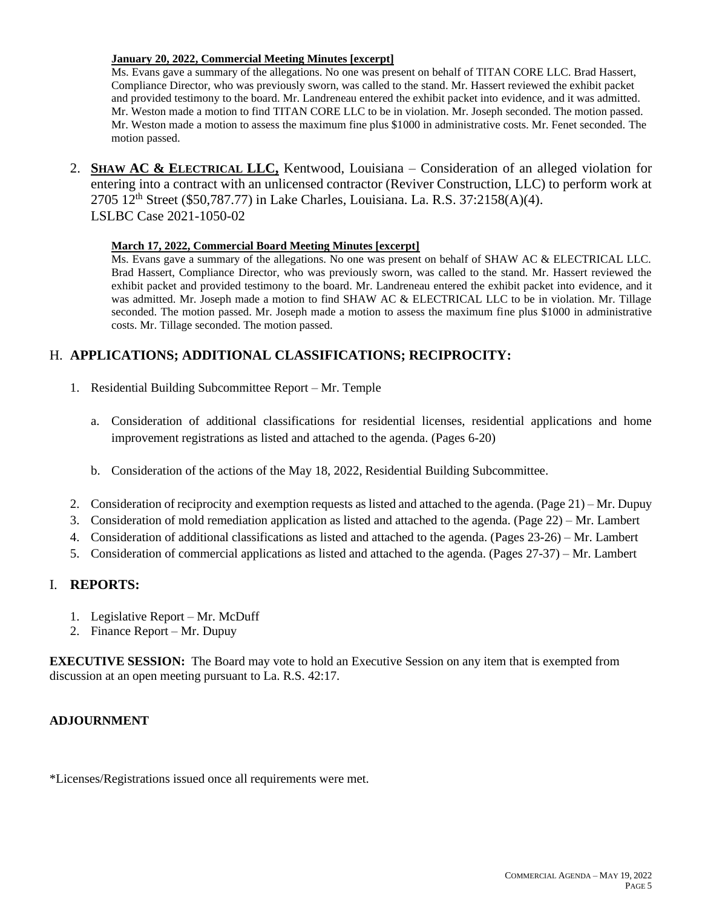**January 20, 2022, Commercial Meeting Minutes [excerpt]**

Ms. Evans gave a summary of the allegations. No one was present on behalf of TITAN CORE LLC. Brad Hassert, Compliance Director, who was previously sworn, was called to the stand. Mr. Hassert reviewed the exhibit packet and provided testimony to the board. Mr. Landreneau entered the exhibit packet into evidence, and it was admitted. Mr. Weston made a motion to find TITAN CORE LLC to be in violation. Mr. Joseph seconded. The motion passed. Mr. Weston made a motion to assess the maximum fine plus $1000 in administrative costs. Mr. Fenet seconded. The motion passed.

2. **SHAW AC & ELECTRICAL LLC,** Kentwood, Louisiana – Consideration of an alleged violation for entering into a contract with an unlicensed contractor (Reviver Construction, LLC) to perform work at 2705 12th Street ($50,787.77) in Lake Charles, Louisiana. La. R.S. 37:2158(A)(4). LSLBC Case 2021-1050-02

**March 17, 2022, Commercial Board Meeting Minutes [excerpt]**

Ms. Evans gave a summary of the allegations. No one was present on behalf of SHAW AC & ELECTRICAL LLC. Brad Hassert, Compliance Director, who was previously sworn, was called to the stand. Mr. Hassert reviewed the exhibit packet and provided testimony to the board. Mr. Landreneau entered the exhibit packet into evidence, and it was admitted. Mr. Joseph made a motion to find SHAW AC & ELECTRICAL LLC to be in violation. Mr. Tillage seconded. The motion passed. Mr. Joseph made a motion to assess the maximum fine plus $1000 in administrative costs. Mr. Tillage seconded. The motion passed.

## H. APPLICATIONS; ADDITIONAL CLASSIFICATIONS; RECIPROCITY:

1. Residential Building Subcommittee Report – Mr. Temple

   a. Consideration of additional classifications for residential licenses, residential applications and home improvement registrations as listed and attached to the agenda. (Pages 6-20)

   b. Consideration of the actions of the May 18, 2022, Residential Building Subcommittee.

2. Consideration of reciprocity and exemption requests as listed and attached to the agenda. (Page 21) – Mr. Dupuy
3. Consideration of mold remediation application as listed and attached to the agenda. (Page 22) – Mr. Lambert
4. Consideration of additional classifications as listed and attached to the agenda. (Pages 23-26) – Mr. Lambert
5. Consideration of commercial applications as listed and attached to the agenda. (Pages 27-37) – Mr. Lambert

## I. REPORTS:

1. Legislative Report – Mr. McDuff
2. Finance Report – Mr. Dupuy

**EXECUTIVE SESSION:** The Board may vote to hold an Executive Session on any item that is exempted from discussion at an open meeting pursuant to La. R.S. 42:17.

**ADJOURNMENT**

*Licenses/Registrations issued once all requirements were met.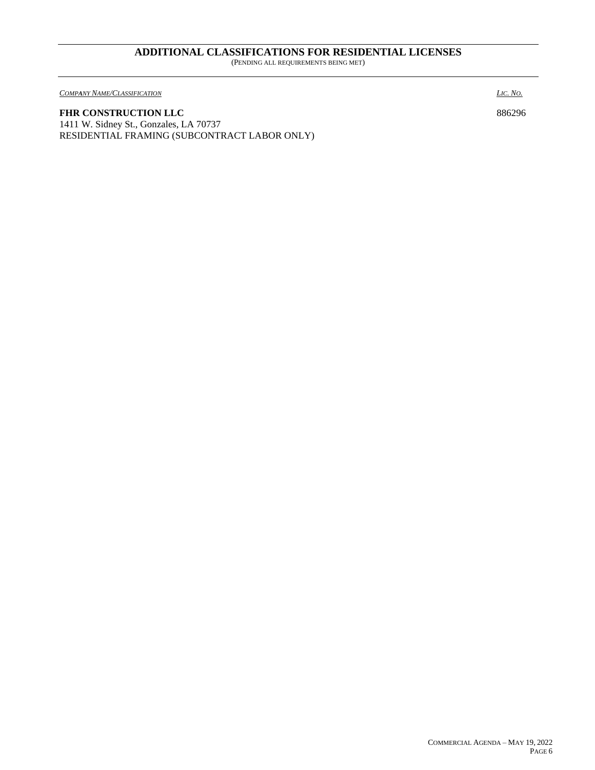## ADDITIONAL CLASSIFICATIONS FOR RESIDENTIAL LICENSES

(PENDING ALL REQUIREMENTS BEING MET)

| *COMPANY NAME/CLASSIFICATION* | *LIC. NO.* |
|---|---|
| **FHR CONSTRUCTION LLC**<br>1411 W. Sidney St., Gonzales, LA 70737<br>RESIDENTIAL FRAMING (SUBCONTRACT LABOR ONLY) | 886296 |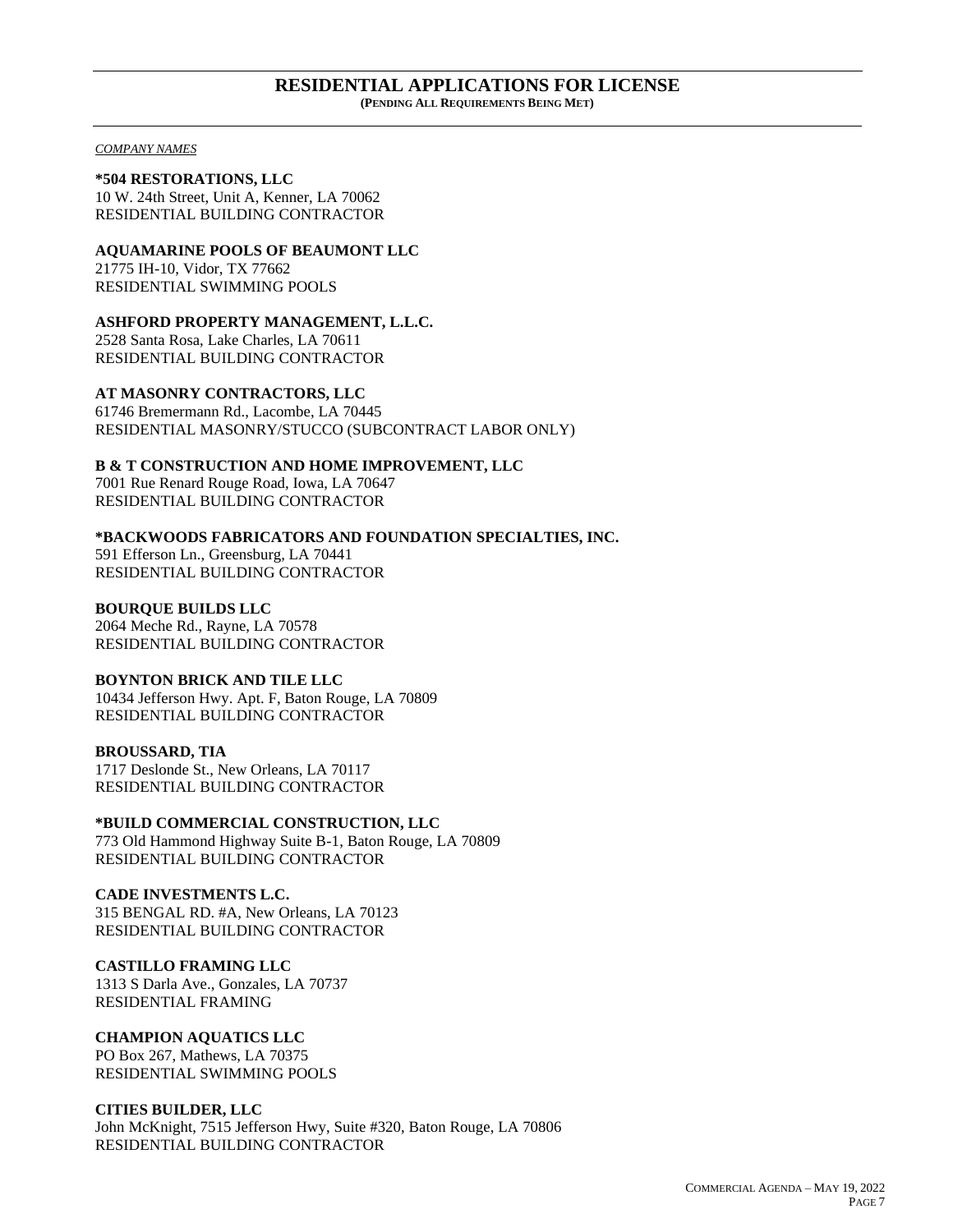## RESIDENTIAL APPLICATIONS FOR LICENSE

**(PENDING ALL REQUIREMENTS BEING MET)**

*COMPANY NAMES*

**\*504 RESTORATIONS, LLC**
10 W. 24th Street, Unit A, Kenner, LA 70062
RESIDENTIAL BUILDING CONTRACTOR

**AQUAMARINE POOLS OF BEAUMONT LLC**
21775 IH-10, Vidor, TX 77662
RESIDENTIAL SWIMMING POOLS

**ASHFORD PROPERTY MANAGEMENT, L.L.C.**
2528 Santa Rosa, Lake Charles, LA 70611
RESIDENTIAL BUILDING CONTRACTOR

**AT MASONRY CONTRACTORS, LLC**
61746 Bremermann Rd., Lacombe, LA 70445
RESIDENTIAL MASONRY/STUCCO (SUBCONTRACT LABOR ONLY)

**B & T CONSTRUCTION AND HOME IMPROVEMENT, LLC**
7001 Rue Renard Rouge Road, Iowa, LA 70647
RESIDENTIAL BUILDING CONTRACTOR

**\*BACKWOODS FABRICATORS AND FOUNDATION SPECIALTIES, INC.**
591 Efferson Ln., Greensburg, LA 70441
RESIDENTIAL BUILDING CONTRACTOR

**BOURQUE BUILDS LLC**
2064 Meche Rd., Rayne, LA 70578
RESIDENTIAL BUILDING CONTRACTOR

**BOYNTON BRICK AND TILE LLC**
10434 Jefferson Hwy. Apt. F, Baton Rouge, LA 70809
RESIDENTIAL BUILDING CONTRACTOR

**BROUSSARD, TIA**
1717 Deslonde St., New Orleans, LA 70117
RESIDENTIAL BUILDING CONTRACTOR

**\*BUILD COMMERCIAL CONSTRUCTION, LLC**
773 Old Hammond Highway Suite B-1, Baton Rouge, LA 70809
RESIDENTIAL BUILDING CONTRACTOR

**CADE INVESTMENTS L.C.**
315 BENGAL RD. #A, New Orleans, LA 70123
RESIDENTIAL BUILDING CONTRACTOR

**CASTILLO FRAMING LLC**
1313 S Darla Ave., Gonzales, LA 70737
RESIDENTIAL FRAMING

**CHAMPION AQUATICS LLC**
PO Box 267, Mathews, LA 70375
RESIDENTIAL SWIMMING POOLS

**CITIES BUILDER, LLC**
John McKnight, 7515 Jefferson Hwy, Suite #320, Baton Rouge, LA 70806
RESIDENTIAL BUILDING CONTRACTOR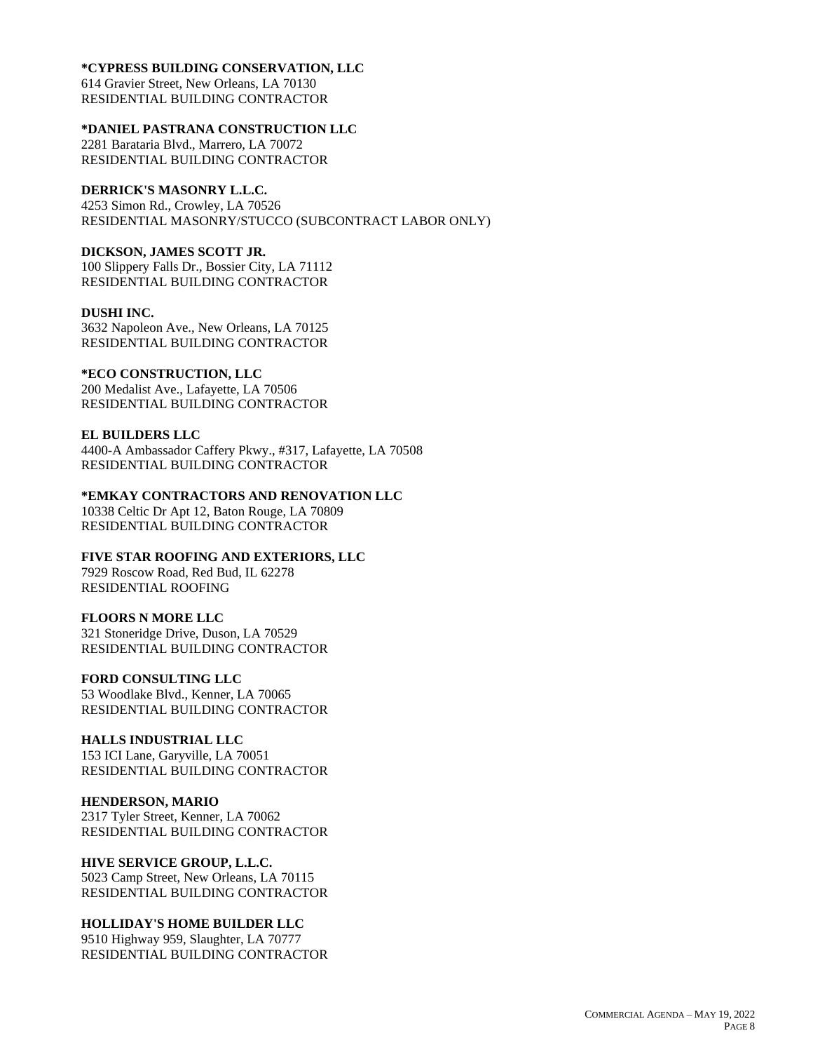**\*CYPRESS BUILDING CONSERVATION, LLC**
614 Gravier Street, New Orleans, LA 70130
RESIDENTIAL BUILDING CONTRACTOR

**\*DANIEL PASTRANA CONSTRUCTION LLC**
2281 Barataria Blvd., Marrero, LA 70072
RESIDENTIAL BUILDING CONTRACTOR

**DERRICK'S MASONRY L.L.C.**
4253 Simon Rd., Crowley, LA 70526
RESIDENTIAL MASONRY/STUCCO (SUBCONTRACT LABOR ONLY)

**DICKSON, JAMES SCOTT JR.**
100 Slippery Falls Dr., Bossier City, LA 71112
RESIDENTIAL BUILDING CONTRACTOR

**DUSHI INC.**
3632 Napoleon Ave., New Orleans, LA 70125
RESIDENTIAL BUILDING CONTRACTOR

**\*ECO CONSTRUCTION, LLC**
200 Medalist Ave., Lafayette, LA 70506
RESIDENTIAL BUILDING CONTRACTOR

**EL BUILDERS LLC**
4400-A Ambassador Caffery Pkwy., #317, Lafayette, LA 70508
RESIDENTIAL BUILDING CONTRACTOR

**\*EMKAY CONTRACTORS AND RENOVATION LLC**
10338 Celtic Dr Apt 12, Baton Rouge, LA 70809
RESIDENTIAL BUILDING CONTRACTOR

**FIVE STAR ROOFING AND EXTERIORS, LLC**
7929 Roscow Road, Red Bud, IL 62278
RESIDENTIAL ROOFING

**FLOORS N MORE LLC**
321 Stoneridge Drive, Duson, LA 70529
RESIDENTIAL BUILDING CONTRACTOR

**FORD CONSULTING LLC**
53 Woodlake Blvd., Kenner, LA 70065
RESIDENTIAL BUILDING CONTRACTOR

**HALLS INDUSTRIAL LLC**
153 ICI Lane, Garyville, LA 70051
RESIDENTIAL BUILDING CONTRACTOR

**HENDERSON, MARIO**
2317 Tyler Street, Kenner, LA 70062
RESIDENTIAL BUILDING CONTRACTOR

**HIVE SERVICE GROUP, L.L.C.**
5023 Camp Street, New Orleans, LA 70115
RESIDENTIAL BUILDING CONTRACTOR

**HOLLIDAY'S HOME BUILDER LLC**
9510 Highway 959, Slaughter, LA 70777
RESIDENTIAL BUILDING CONTRACTOR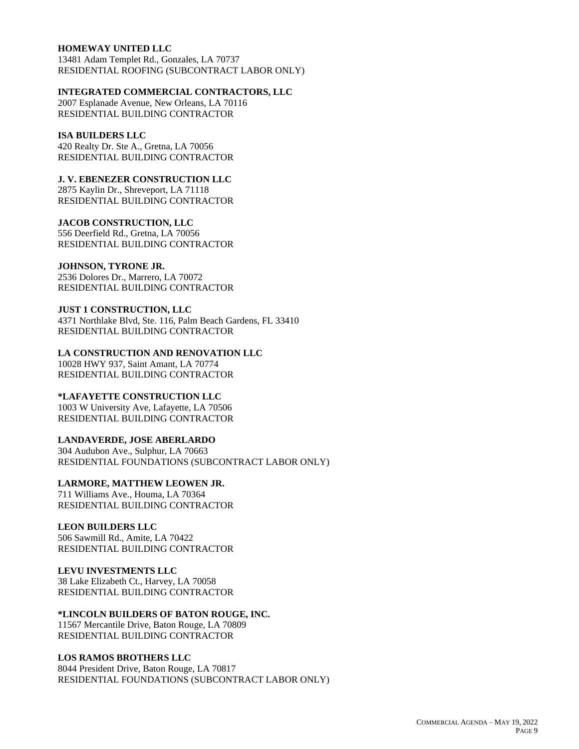**HOMEWAY UNITED LLC**
13481 Adam Templet Rd., Gonzales, LA 70737
RESIDENTIAL ROOFING (SUBCONTRACT LABOR ONLY)

**INTEGRATED COMMERCIAL CONTRACTORS, LLC**
2007 Esplanade Avenue, New Orleans, LA 70116
RESIDENTIAL BUILDING CONTRACTOR

**ISA BUILDERS LLC**
420 Realty Dr. Ste A., Gretna, LA 70056
RESIDENTIAL BUILDING CONTRACTOR

**J. V. EBENEZER CONSTRUCTION LLC**
2875 Kaylin Dr., Shreveport, LA 71118
RESIDENTIAL BUILDING CONTRACTOR

**JACOB CONSTRUCTION, LLC**
556 Deerfield Rd., Gretna, LA 70056
RESIDENTIAL BUILDING CONTRACTOR

**JOHNSON, TYRONE JR.**
2536 Dolores Dr., Marrero, LA 70072
RESIDENTIAL BUILDING CONTRACTOR

**JUST 1 CONSTRUCTION, LLC**
4371 Northlake Blvd, Ste. 116, Palm Beach Gardens, FL 33410
RESIDENTIAL BUILDING CONTRACTOR

**LA CONSTRUCTION AND RENOVATION LLC**
10028 HWY 937, Saint Amant, LA 70774
RESIDENTIAL BUILDING CONTRACTOR

**\*LAFAYETTE CONSTRUCTION LLC**
1003 W University Ave, Lafayette, LA 70506
RESIDENTIAL BUILDING CONTRACTOR

**LANDAVERDE, JOSE ABERLARDO**
304 Audubon Ave., Sulphur, LA 70663
RESIDENTIAL FOUNDATIONS (SUBCONTRACT LABOR ONLY)

**LARMORE, MATTHEW LEOWEN JR.**
711 Williams Ave., Houma, LA 70364
RESIDENTIAL BUILDING CONTRACTOR

**LEON BUILDERS LLC**
506 Sawmill Rd., Amite, LA 70422
RESIDENTIAL BUILDING CONTRACTOR

**LEVU INVESTMENTS LLC**
38 Lake Elizabeth Ct., Harvey, LA 70058
RESIDENTIAL BUILDING CONTRACTOR

**\*LINCOLN BUILDERS OF BATON ROUGE, INC.**
11567 Mercantile Drive, Baton Rouge, LA 70809
RESIDENTIAL BUILDING CONTRACTOR

**LOS RAMOS BROTHERS LLC**
8044 President Drive, Baton Rouge, LA 70817
RESIDENTIAL FOUNDATIONS (SUBCONTRACT LABOR ONLY)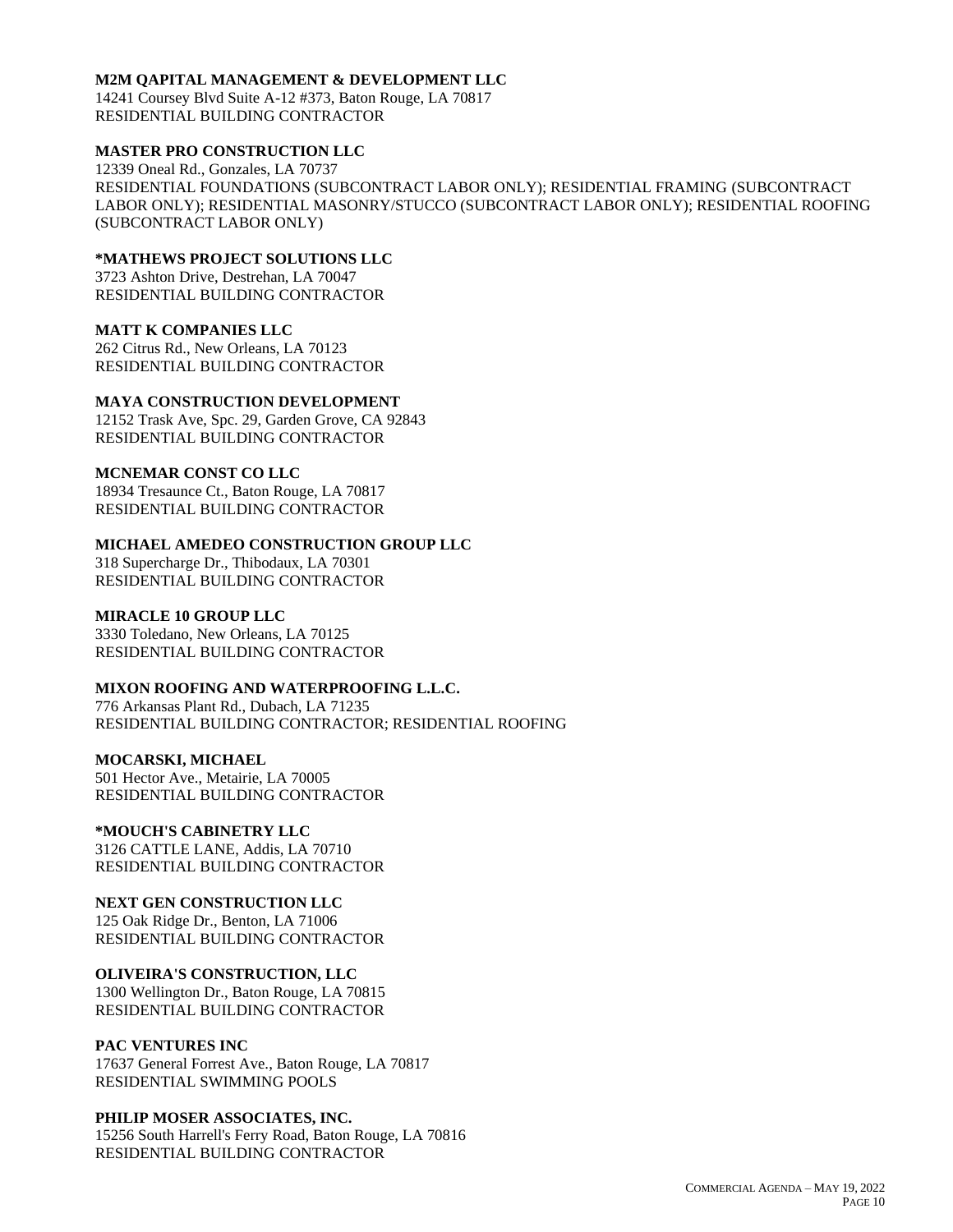**M2M QAPITAL MANAGEMENT & DEVELOPMENT LLC**
14241 Coursey Blvd Suite A-12 #373, Baton Rouge, LA 70817
RESIDENTIAL BUILDING CONTRACTOR

**MASTER PRO CONSTRUCTION LLC**
12339 Oneal Rd., Gonzales, LA 70737
RESIDENTIAL FOUNDATIONS (SUBCONTRACT LABOR ONLY); RESIDENTIAL FRAMING (SUBCONTRACT LABOR ONLY); RESIDENTIAL MASONRY/STUCCO (SUBCONTRACT LABOR ONLY); RESIDENTIAL ROOFING (SUBCONTRACT LABOR ONLY)

**\*MATHEWS PROJECT SOLUTIONS LLC**
3723 Ashton Drive, Destrehan, LA 70047
RESIDENTIAL BUILDING CONTRACTOR

**MATT K COMPANIES LLC**
262 Citrus Rd., New Orleans, LA 70123
RESIDENTIAL BUILDING CONTRACTOR

**MAYA CONSTRUCTION DEVELOPMENT**
12152 Trask Ave, Spc. 29, Garden Grove, CA 92843
RESIDENTIAL BUILDING CONTRACTOR

**MCNEMAR CONST CO LLC**
18934 Tresaunce Ct., Baton Rouge, LA 70817
RESIDENTIAL BUILDING CONTRACTOR

**MICHAEL AMEDEO CONSTRUCTION GROUP LLC**
318 Supercharge Dr., Thibodaux, LA 70301
RESIDENTIAL BUILDING CONTRACTOR

**MIRACLE 10 GROUP LLC**
3330 Toledano, New Orleans, LA 70125
RESIDENTIAL BUILDING CONTRACTOR

**MIXON ROOFING AND WATERPROOFING L.L.C.**
776 Arkansas Plant Rd., Dubach, LA 71235
RESIDENTIAL BUILDING CONTRACTOR; RESIDENTIAL ROOFING

**MOCARSKI, MICHAEL**
501 Hector Ave., Metairie, LA 70005
RESIDENTIAL BUILDING CONTRACTOR

**\*MOUCH'S CABINETRY LLC**
3126 CATTLE LANE, Addis, LA 70710
RESIDENTIAL BUILDING CONTRACTOR

**NEXT GEN CONSTRUCTION LLC**
125 Oak Ridge Dr., Benton, LA 71006
RESIDENTIAL BUILDING CONTRACTOR

**OLIVEIRA'S CONSTRUCTION, LLC**
1300 Wellington Dr., Baton Rouge, LA 70815
RESIDENTIAL BUILDING CONTRACTOR

**PAC VENTURES INC**
17637 General Forrest Ave., Baton Rouge, LA 70817
RESIDENTIAL SWIMMING POOLS

**PHILIP MOSER ASSOCIATES, INC.**
15256 South Harrell's Ferry Road, Baton Rouge, LA 70816
RESIDENTIAL BUILDING CONTRACTOR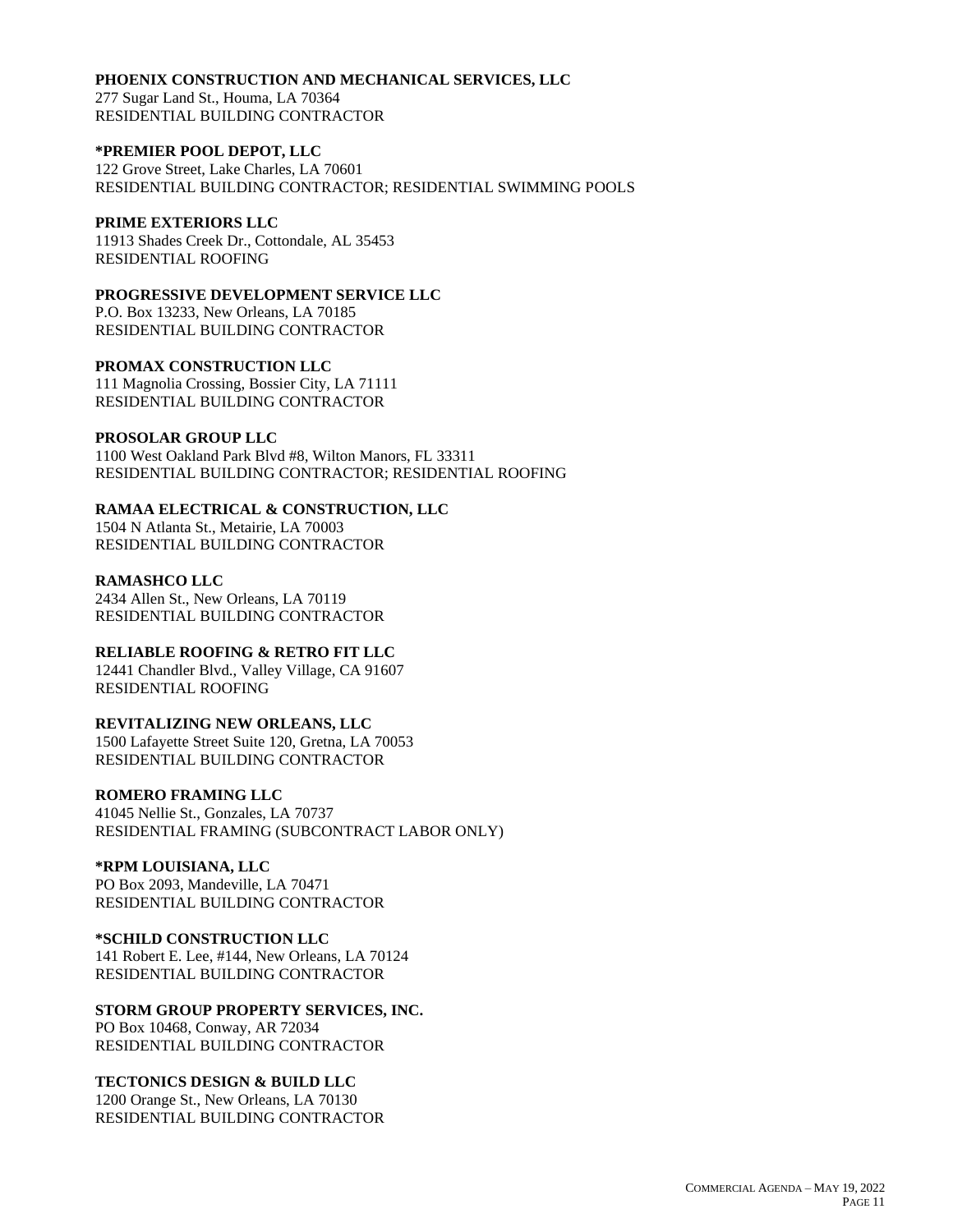**PHOENIX CONSTRUCTION AND MECHANICAL SERVICES, LLC**
277 Sugar Land St., Houma, LA 70364
RESIDENTIAL BUILDING CONTRACTOR

***PREMIER POOL DEPOT, LLC**
122 Grove Street, Lake Charles, LA 70601
RESIDENTIAL BUILDING CONTRACTOR; RESIDENTIAL SWIMMING POOLS

**PRIME EXTERIORS LLC**
11913 Shades Creek Dr., Cottondale, AL 35453
RESIDENTIAL ROOFING

**PROGRESSIVE DEVELOPMENT SERVICE LLC**
P.O. Box 13233, New Orleans, LA 70185
RESIDENTIAL BUILDING CONTRACTOR

**PROMAX CONSTRUCTION LLC**
111 Magnolia Crossing, Bossier City, LA 71111
RESIDENTIAL BUILDING CONTRACTOR

**PROSOLAR GROUP LLC**
1100 West Oakland Park Blvd #8, Wilton Manors, FL 33311
RESIDENTIAL BUILDING CONTRACTOR; RESIDENTIAL ROOFING

**RAMAA ELECTRICAL & CONSTRUCTION, LLC**
1504 N Atlanta St., Metairie, LA 70003
RESIDENTIAL BUILDING CONTRACTOR

**RAMASHCO LLC**
2434 Allen St., New Orleans, LA 70119
RESIDENTIAL BUILDING CONTRACTOR

**RELIABLE ROOFING & RETRO FIT LLC**
12441 Chandler Blvd., Valley Village, CA 91607
RESIDENTIAL ROOFING

**REVITALIZING NEW ORLEANS, LLC**
1500 Lafayette Street Suite 120, Gretna, LA 70053
RESIDENTIAL BUILDING CONTRACTOR

**ROMERO FRAMING LLC**
41045 Nellie St., Gonzales, LA 70737
RESIDENTIAL FRAMING (SUBCONTRACT LABOR ONLY)

***RPM LOUISIANA, LLC**
PO Box 2093, Mandeville, LA 70471
RESIDENTIAL BUILDING CONTRACTOR

***SCHILD CONSTRUCTION LLC**
141 Robert E. Lee, #144, New Orleans, LA 70124
RESIDENTIAL BUILDING CONTRACTOR

**STORM GROUP PROPERTY SERVICES, INC.**
PO Box 10468, Conway, AR 72034
RESIDENTIAL BUILDING CONTRACTOR

**TECTONICS DESIGN & BUILD LLC**
1200 Orange St., New Orleans, LA 70130
RESIDENTIAL BUILDING CONTRACTOR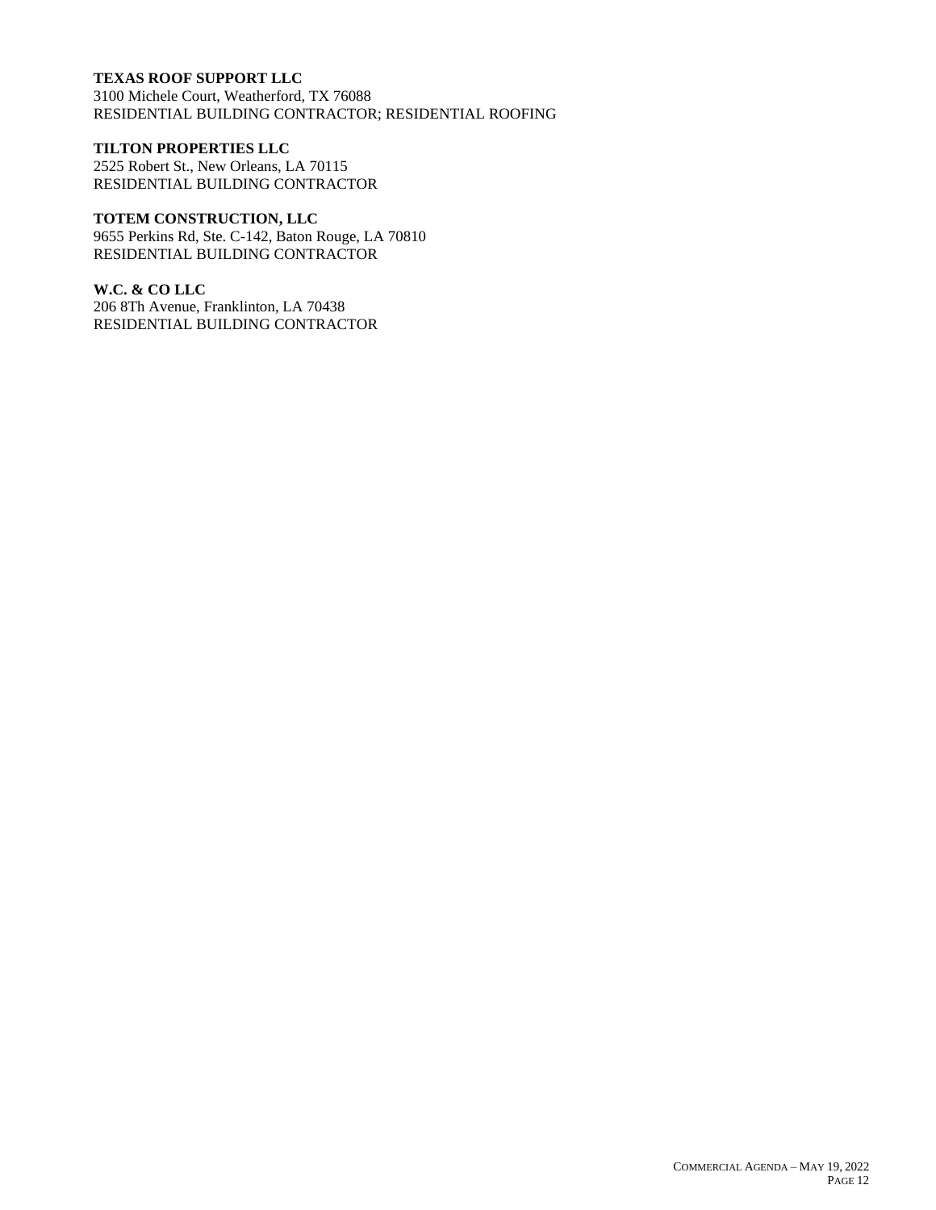**TEXAS ROOF SUPPORT LLC**
3100 Michele Court, Weatherford, TX 76088
RESIDENTIAL BUILDING CONTRACTOR; RESIDENTIAL ROOFING

**TILTON PROPERTIES LLC**
2525 Robert St., New Orleans, LA 70115
RESIDENTIAL BUILDING CONTRACTOR

**TOTEM CONSTRUCTION, LLC**
9655 Perkins Rd, Ste. C-142, Baton Rouge, LA 70810
RESIDENTIAL BUILDING CONTRACTOR

**W.C. & CO LLC**
206 8Th Avenue, Franklinton, LA 70438
RESIDENTIAL BUILDING CONTRACTOR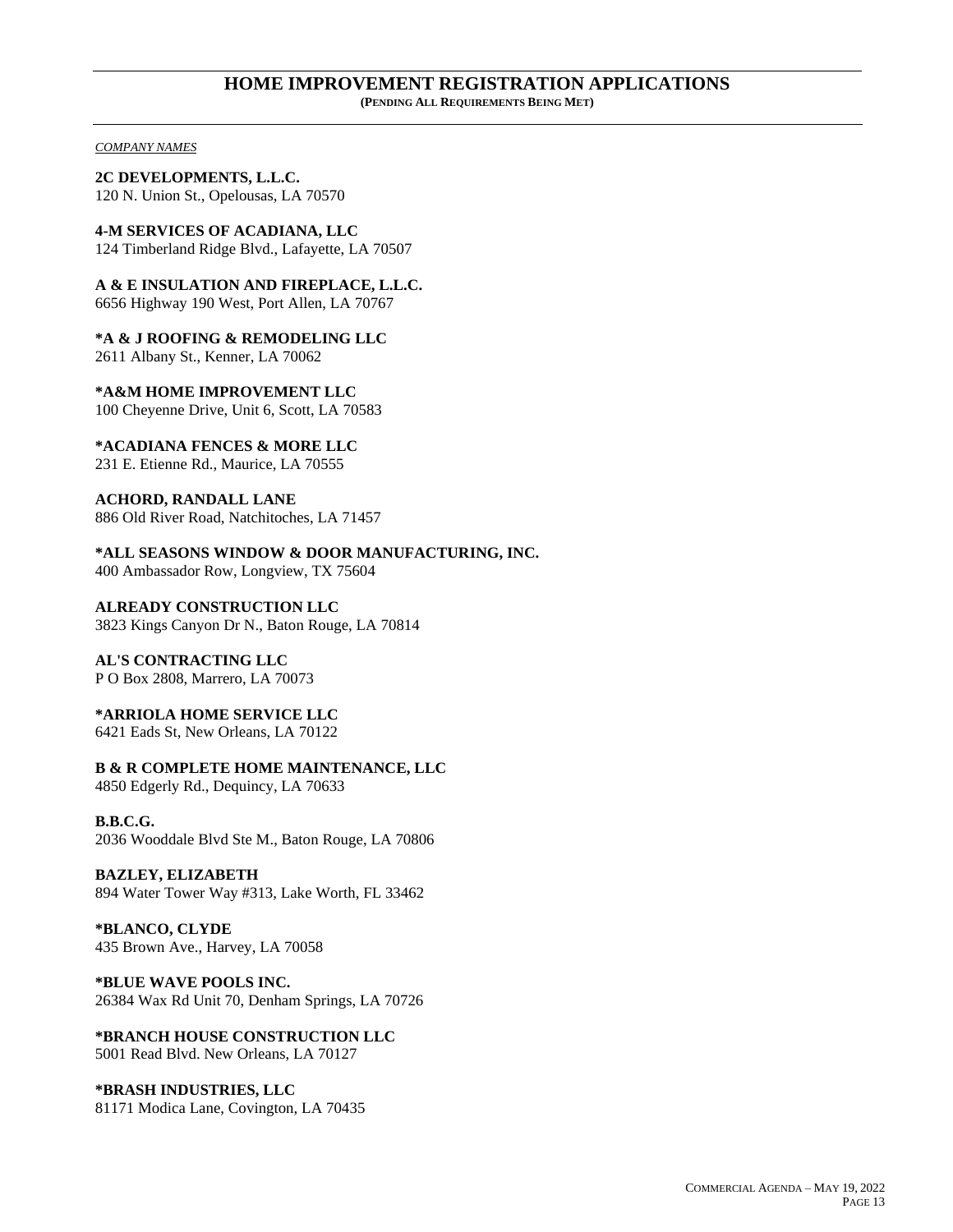# HOME IMPROVEMENT REGISTRATION APPLICATIONS

**(PENDING ALL REQUIREMENTS BEING MET)**

*COMPANY NAMES*

**2C DEVELOPMENTS, L.L.C.**
120 N. Union St., Opelousas, LA 70570

**4-M SERVICES OF ACADIANA, LLC**
124 Timberland Ridge Blvd., Lafayette, LA 70507

**A & E INSULATION AND FIREPLACE, L.L.C.**
6656 Highway 190 West, Port Allen, LA 70767

***A & J ROOFING & REMODELING LLC**
2611 Albany St., Kenner, LA 70062

***A&M HOME IMPROVEMENT LLC**
100 Cheyenne Drive, Unit 6, Scott, LA 70583

***ACADIANA FENCES & MORE LLC**
231 E. Etienne Rd., Maurice, LA 70555

**ACHORD, RANDALL LANE**
886 Old River Road, Natchitoches, LA 71457

***ALL SEASONS WINDOW & DOOR MANUFACTURING, INC.**
400 Ambassador Row, Longview, TX 75604

**ALREADY CONSTRUCTION LLC**
3823 Kings Canyon Dr N., Baton Rouge, LA 70814

**AL'S CONTRACTING LLC**
P O Box 2808, Marrero, LA 70073

***ARRIOLA HOME SERVICE LLC**
6421 Eads St, New Orleans, LA 70122

**B & R COMPLETE HOME MAINTENANCE, LLC**
4850 Edgerly Rd., Dequincy, LA 70633

**B.B.C.G.**
2036 Wooddale Blvd Ste M., Baton Rouge, LA 70806

**BAZLEY, ELIZABETH**
894 Water Tower Way #313, Lake Worth, FL 33462

***BLANCO, CLYDE**
435 Brown Ave., Harvey, LA 70058

***BLUE WAVE POOLS INC.**
26384 Wax Rd Unit 70, Denham Springs, LA 70726

***BRANCH HOUSE CONSTRUCTION LLC**
5001 Read Blvd. New Orleans, LA 70127

***BRASH INDUSTRIES, LLC**
81171 Modica Lane, Covington, LA 70435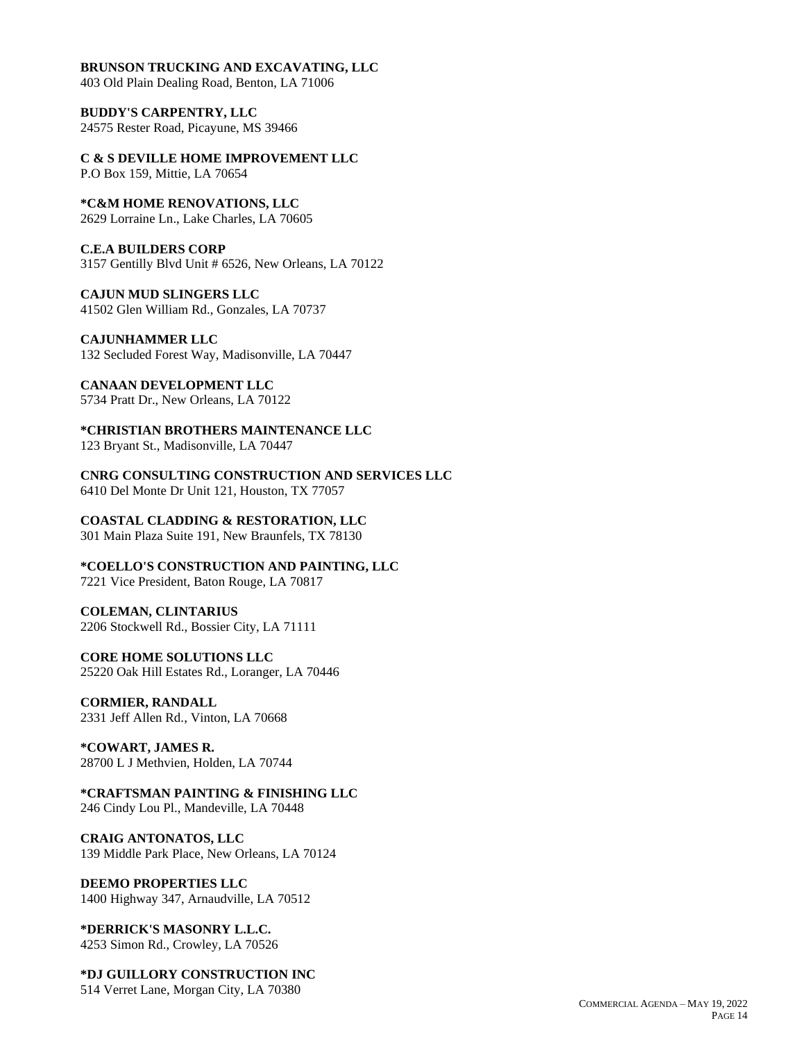**BRUNSON TRUCKING AND EXCAVATING, LLC**
403 Old Plain Dealing Road, Benton, LA 71006

**BUDDY'S CARPENTRY, LLC**
24575 Rester Road, Picayune, MS 39466

**C & S DEVILLE HOME IMPROVEMENT LLC**
P.O Box 159, Mittie, LA 70654

**\*C&M HOME RENOVATIONS, LLC**
2629 Lorraine Ln., Lake Charles, LA 70605

**C.E.A BUILDERS CORP**
3157 Gentilly Blvd Unit # 6526, New Orleans, LA 70122

**CAJUN MUD SLINGERS LLC**
41502 Glen William Rd., Gonzales, LA 70737

**CAJUNHAMMER LLC**
132 Secluded Forest Way, Madisonville, LA 70447

**CANAAN DEVELOPMENT LLC**
5734 Pratt Dr., New Orleans, LA 70122

**\*CHRISTIAN BROTHERS MAINTENANCE LLC**
123 Bryant St., Madisonville, LA 70447

**CNRG CONSULTING CONSTRUCTION AND SERVICES LLC**
6410 Del Monte Dr Unit 121, Houston, TX 77057

**COASTAL CLADDING & RESTORATION, LLC**
301 Main Plaza Suite 191, New Braunfels, TX 78130

**\*COELLO'S CONSTRUCTION AND PAINTING, LLC**
7221 Vice President, Baton Rouge, LA 70817

**COLEMAN, CLINTARIUS**
2206 Stockwell Rd., Bossier City, LA 71111

**CORE HOME SOLUTIONS LLC**
25220 Oak Hill Estates Rd., Loranger, LA 70446

**CORMIER, RANDALL**
2331 Jeff Allen Rd., Vinton, LA 70668

**\*COWART, JAMES R.**
28700 L J Methvien, Holden, LA 70744

**\*CRAFTSMAN PAINTING & FINISHING LLC**
246 Cindy Lou Pl., Mandeville, LA 70448

**CRAIG ANTONATOS, LLC**
139 Middle Park Place, New Orleans, LA 70124

**DEEMO PROPERTIES LLC**
1400 Highway 347, Arnaudville, LA 70512

**\*DERRICK'S MASONRY L.L.C.**
4253 Simon Rd., Crowley, LA 70526

**\*DJ GUILLORY CONSTRUCTION INC**
514 Verret Lane, Morgan City, LA 70380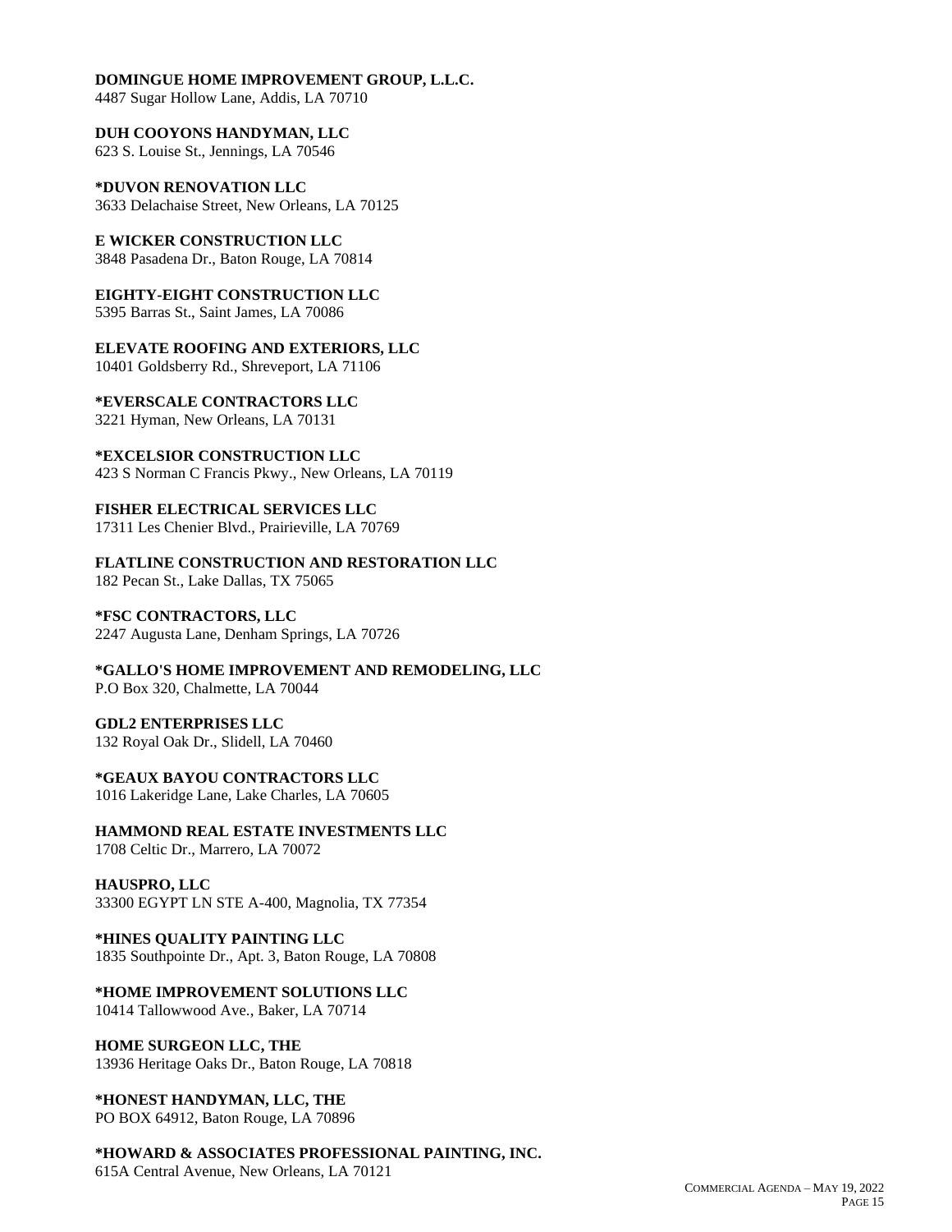**DOMINGUE HOME IMPROVEMENT GROUP, L.L.C.**
4487 Sugar Hollow Lane, Addis, LA 70710

**DUH COOYONS HANDYMAN, LLC**
623 S. Louise St., Jennings, LA 70546

***DUVON RENOVATION LLC**
3633 Delachaise Street, New Orleans, LA 70125

**E WICKER CONSTRUCTION LLC**
3848 Pasadena Dr., Baton Rouge, LA 70814

**EIGHTY-EIGHT CONSTRUCTION LLC**
5395 Barras St., Saint James, LA 70086

**ELEVATE ROOFING AND EXTERIORS, LLC**
10401 Goldsberry Rd., Shreveport, LA 71106

***EVERSCALE CONTRACTORS LLC**
3221 Hyman, New Orleans, LA 70131

***EXCELSIOR CONSTRUCTION LLC**
423 S Norman C Francis Pkwy., New Orleans, LA 70119

**FISHER ELECTRICAL SERVICES LLC**
17311 Les Chenier Blvd., Prairieville, LA 70769

**FLATLINE CONSTRUCTION AND RESTORATION LLC**
182 Pecan St., Lake Dallas, TX 75065

***FSC CONTRACTORS, LLC**
2247 Augusta Lane, Denham Springs, LA 70726

***GALLO'S HOME IMPROVEMENT AND REMODELING, LLC**
P.O Box 320, Chalmette, LA 70044

**GDL2 ENTERPRISES LLC**
132 Royal Oak Dr., Slidell, LA 70460

***GEAUX BAYOU CONTRACTORS LLC**
1016 Lakeridge Lane, Lake Charles, LA 70605

**HAMMOND REAL ESTATE INVESTMENTS LLC**
1708 Celtic Dr., Marrero, LA 70072

**HAUSPRO, LLC**
33300 EGYPT LN STE A-400, Magnolia, TX 77354

***HINES QUALITY PAINTING LLC**
1835 Southpointe Dr., Apt. 3, Baton Rouge, LA 70808

***HOME IMPROVEMENT SOLUTIONS LLC**
10414 Tallowwood Ave., Baker, LA 70714

**HOME SURGEON LLC, THE**
13936 Heritage Oaks Dr., Baton Rouge, LA 70818

***HONEST HANDYMAN, LLC, THE**
PO BOX 64912, Baton Rouge, LA 70896

***HOWARD & ASSOCIATES PROFESSIONAL PAINTING, INC.**
615A Central Avenue, New Orleans, LA 70121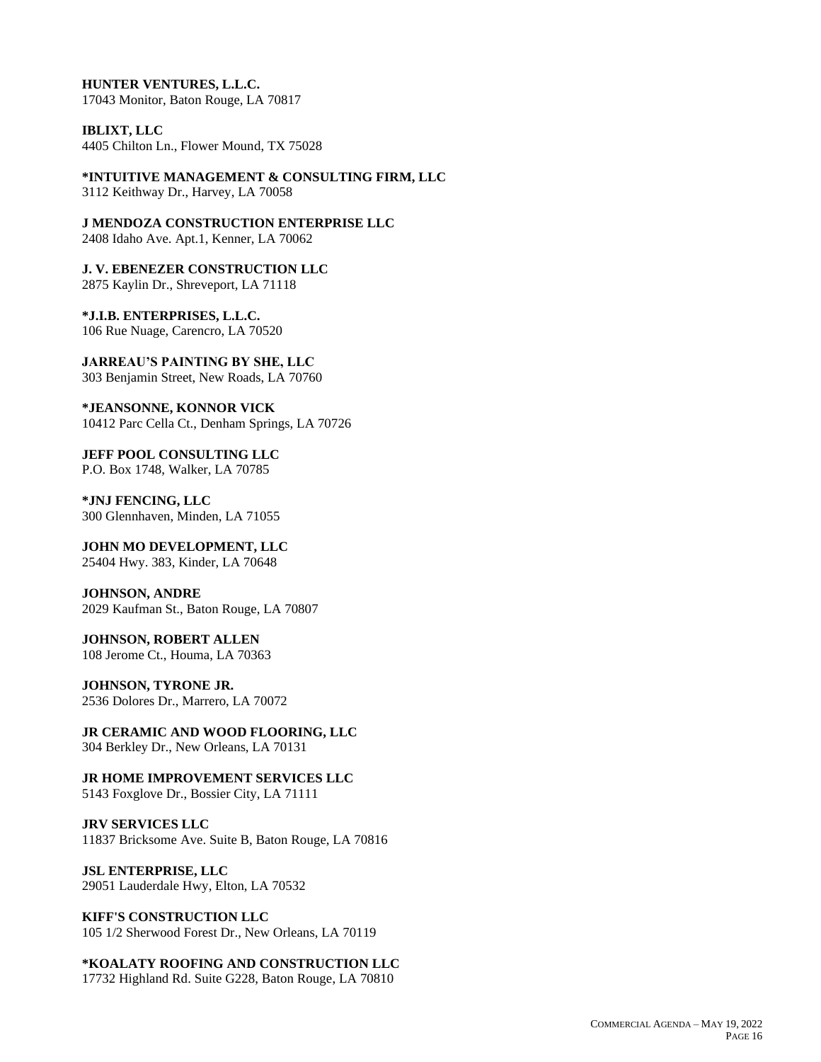**HUNTER VENTURES, L.L.C.**
17043 Monitor, Baton Rouge, LA 70817

**IBLIXT, LLC**
4405 Chilton Ln., Flower Mound, TX 75028

***INTUITIVE MANAGEMENT & CONSULTING FIRM, LLC**
3112 Keithway Dr., Harvey, LA 70058

**J MENDOZA CONSTRUCTION ENTERPRISE LLC**
2408 Idaho Ave. Apt.1, Kenner, LA 70062

**J. V. EBENEZER CONSTRUCTION LLC**
2875 Kaylin Dr., Shreveport, LA 71118

***J.I.B. ENTERPRISES, L.L.C.**
106 Rue Nuage, Carencro, LA 70520

**JARREAU'S PAINTING BY SHE, LLC**
303 Benjamin Street, New Roads, LA 70760

***JEANSONNE, KONNOR VICK**
10412 Parc Cella Ct., Denham Springs, LA 70726

**JEFF POOL CONSULTING LLC**
P.O. Box 1748, Walker, LA 70785

***JNJ FENCING, LLC**
300 Glennhaven, Minden, LA 71055

**JOHN MO DEVELOPMENT, LLC**
25404 Hwy. 383, Kinder, LA 70648

**JOHNSON, ANDRE**
2029 Kaufman St., Baton Rouge, LA 70807

**JOHNSON, ROBERT ALLEN**
108 Jerome Ct., Houma, LA 70363

**JOHNSON, TYRONE JR.**
2536 Dolores Dr., Marrero, LA 70072

**JR CERAMIC AND WOOD FLOORING, LLC**
304 Berkley Dr., New Orleans, LA 70131

**JR HOME IMPROVEMENT SERVICES LLC**
5143 Foxglove Dr., Bossier City, LA 71111

**JRV SERVICES LLC**
11837 Bricksome Ave. Suite B, Baton Rouge, LA 70816

**JSL ENTERPRISE, LLC**
29051 Lauderdale Hwy, Elton, LA 70532

**KIFF'S CONSTRUCTION LLC**
105 1/2 Sherwood Forest Dr., New Orleans, LA 70119

***KOALATY ROOFING AND CONSTRUCTION LLC**
17732 Highland Rd. Suite G228, Baton Rouge, LA 70810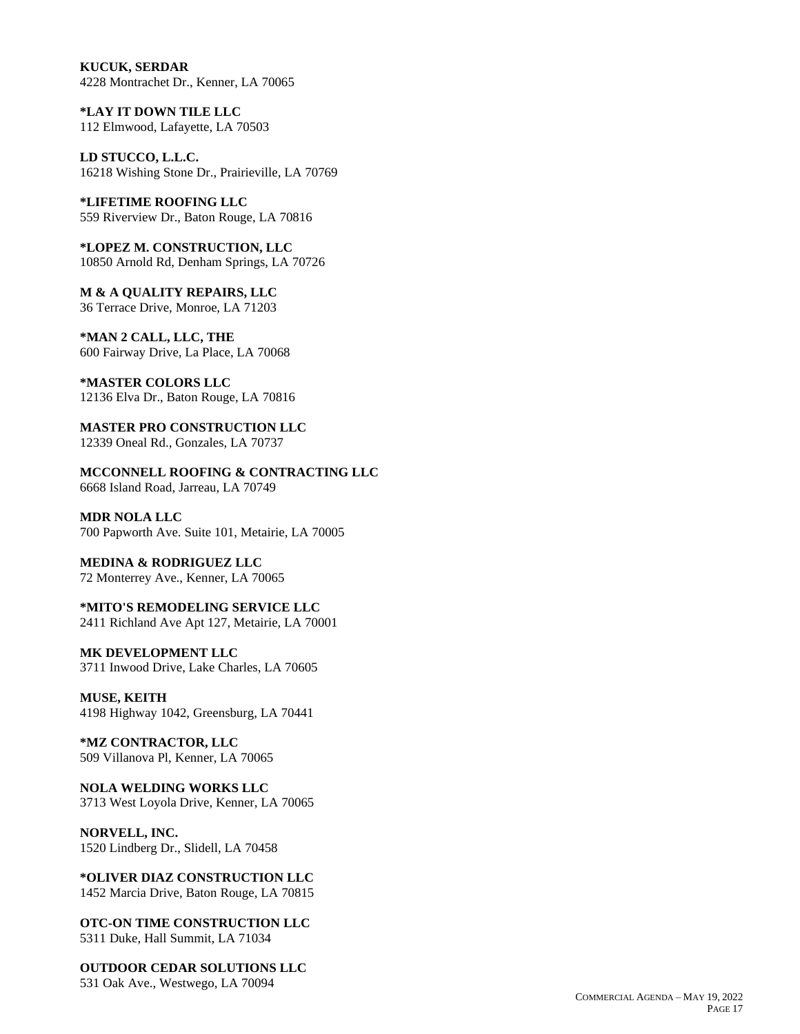**KUCUK, SERDAR**
4228 Montrachet Dr., Kenner, LA 70065

***LAY IT DOWN TILE LLC**
112 Elmwood, Lafayette, LA 70503

**LD STUCCO, L.L.C.**
16218 Wishing Stone Dr., Prairieville, LA 70769

***LIFETIME ROOFING LLC**
559 Riverview Dr., Baton Rouge, LA 70816

***LOPEZ M. CONSTRUCTION, LLC**
10850 Arnold Rd, Denham Springs, LA 70726

**M & A QUALITY REPAIRS, LLC**
36 Terrace Drive, Monroe, LA 71203

***MAN 2 CALL, LLC, THE**
600 Fairway Drive, La Place, LA 70068

***MASTER COLORS LLC**
12136 Elva Dr., Baton Rouge, LA 70816

**MASTER PRO CONSTRUCTION LLC**
12339 Oneal Rd., Gonzales, LA 70737

**MCCONNELL ROOFING & CONTRACTING LLC**
6668 Island Road, Jarreau, LA 70749

**MDR NOLA LLC**
700 Papworth Ave. Suite 101, Metairie, LA 70005

**MEDINA & RODRIGUEZ LLC**
72 Monterrey Ave., Kenner, LA 70065

***MITO'S REMODELING SERVICE LLC**
2411 Richland Ave Apt 127, Metairie, LA 70001

**MK DEVELOPMENT LLC**
3711 Inwood Drive, Lake Charles, LA 70605

**MUSE, KEITH**
4198 Highway 1042, Greensburg, LA 70441

***MZ CONTRACTOR, LLC**
509 Villanova Pl, Kenner, LA 70065

**NOLA WELDING WORKS LLC**
3713 West Loyola Drive, Kenner, LA 70065

**NORVELL, INC.**
1520 Lindberg Dr., Slidell, LA 70458

***OLIVER DIAZ CONSTRUCTION LLC**
1452 Marcia Drive, Baton Rouge, LA 70815

**OTC-ON TIME CONSTRUCTION LLC**
5311 Duke, Hall Summit, LA 71034

**OUTDOOR CEDAR SOLUTIONS LLC**
531 Oak Ave., Westwego, LA 70094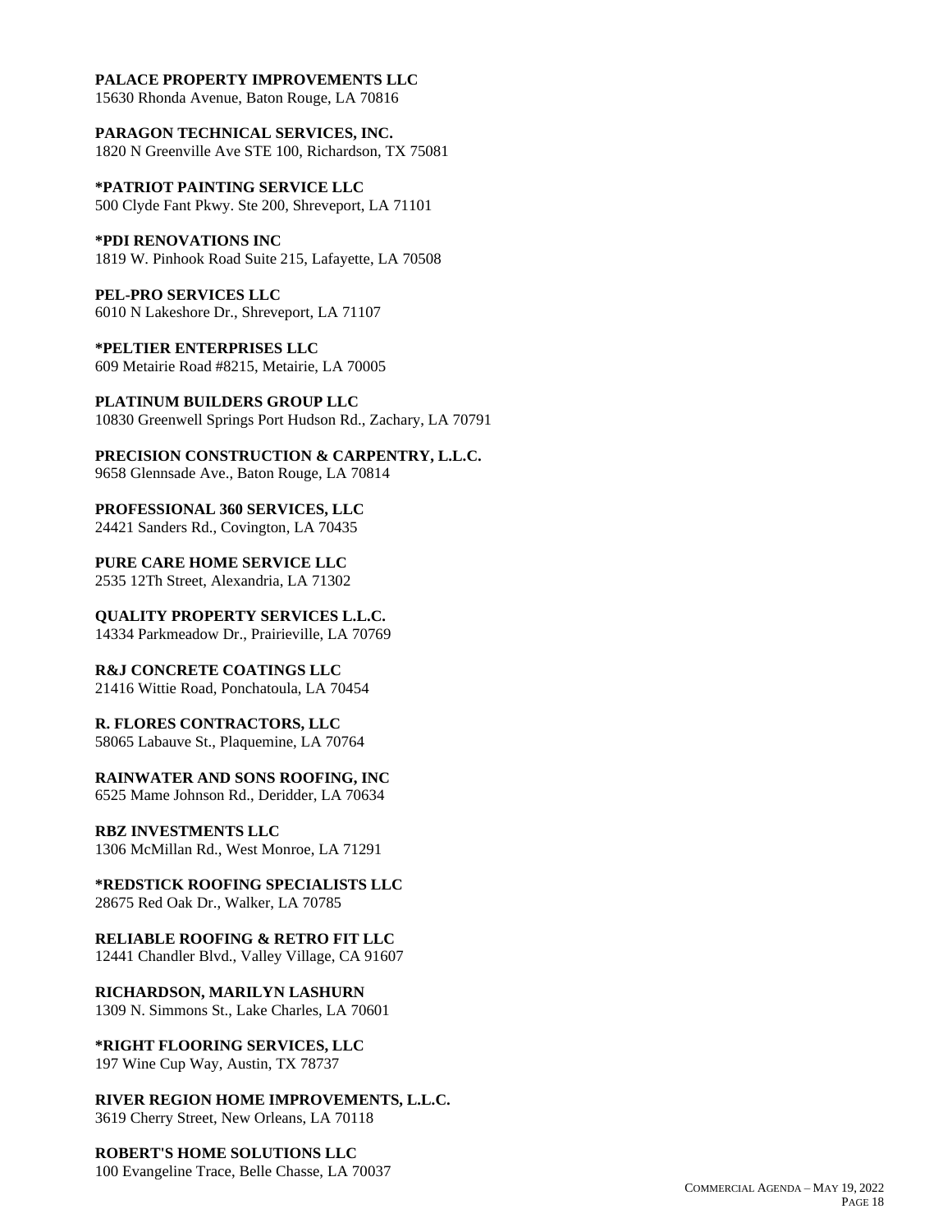**PALACE PROPERTY IMPROVEMENTS LLC**
15630 Rhonda Avenue, Baton Rouge, LA 70816

**PARAGON TECHNICAL SERVICES, INC.**
1820 N Greenville Ave STE 100, Richardson, TX 75081

**\*PATRIOT PAINTING SERVICE LLC**
500 Clyde Fant Pkwy. Ste 200, Shreveport, LA 71101

**\*PDI RENOVATIONS INC**
1819 W. Pinhook Road Suite 215, Lafayette, LA 70508

**PEL-PRO SERVICES LLC**
6010 N Lakeshore Dr., Shreveport, LA 71107

**\*PELTIER ENTERPRISES LLC**
609 Metairie Road #8215, Metairie, LA 70005

**PLATINUM BUILDERS GROUP LLC**
10830 Greenwell Springs Port Hudson Rd., Zachary, LA 70791

**PRECISION CONSTRUCTION & CARPENTRY, L.L.C.**
9658 Glennsade Ave., Baton Rouge, LA 70814

**PROFESSIONAL 360 SERVICES, LLC**
24421 Sanders Rd., Covington, LA 70435

**PURE CARE HOME SERVICE LLC**
2535 12Th Street, Alexandria, LA 71302

**QUALITY PROPERTY SERVICES L.L.C.**
14334 Parkmeadow Dr., Prairieville, LA 70769

**R&J CONCRETE COATINGS LLC**
21416 Wittie Road, Ponchatoula, LA 70454

**R. FLORES CONTRACTORS, LLC**
58065 Labauve St., Plaquemine, LA 70764

**RAINWATER AND SONS ROOFING, INC**
6525 Mame Johnson Rd., Deridder, LA 70634

**RBZ INVESTMENTS LLC**
1306 McMillan Rd., West Monroe, LA 71291

**\*REDSTICK ROOFING SPECIALISTS LLC**
28675 Red Oak Dr., Walker, LA 70785

**RELIABLE ROOFING & RETRO FIT LLC**
12441 Chandler Blvd., Valley Village, CA 91607

**RICHARDSON, MARILYN LASHURN**
1309 N. Simmons St., Lake Charles, LA 70601

**\*RIGHT FLOORING SERVICES, LLC**
197 Wine Cup Way, Austin, TX 78737

**RIVER REGION HOME IMPROVEMENTS, L.L.C.**
3619 Cherry Street, New Orleans, LA 70118

**ROBERT'S HOME SOLUTIONS LLC**
100 Evangeline Trace, Belle Chasse, LA 70037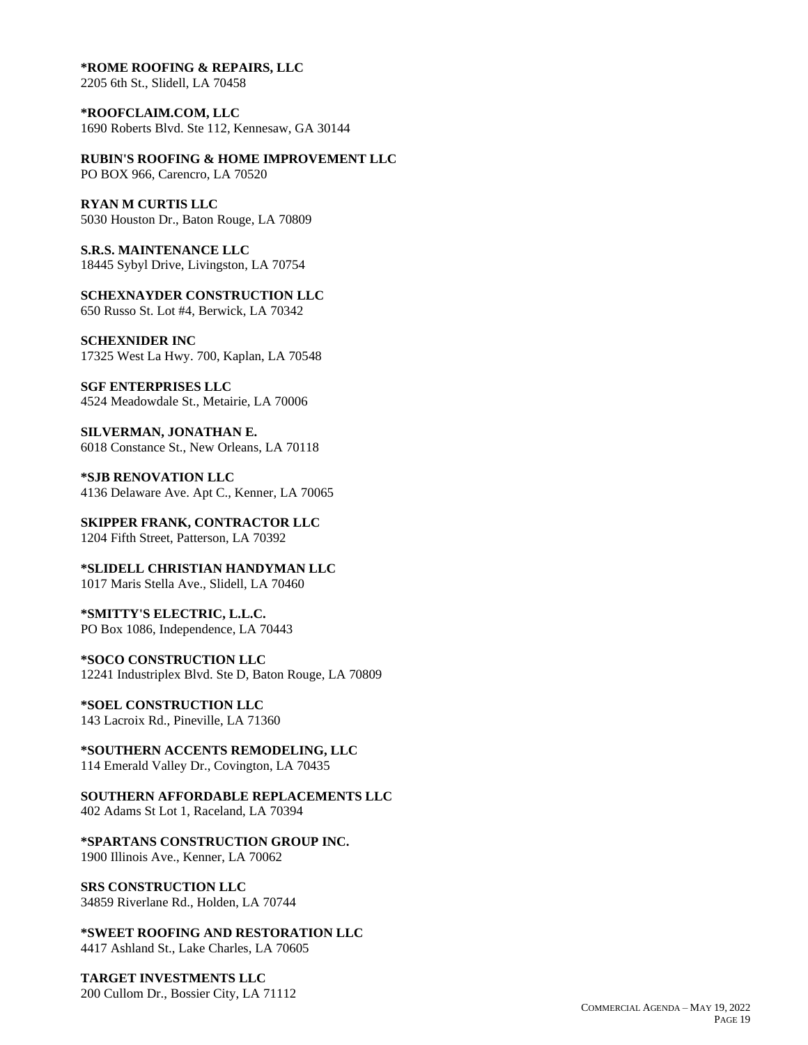**\*ROME ROOFING & REPAIRS, LLC**
2205 6th St., Slidell, LA 70458

**\*ROOFCLAIM.COM, LLC**
1690 Roberts Blvd. Ste 112, Kennesaw, GA 30144

**RUBIN'S ROOFING & HOME IMPROVEMENT LLC**
PO BOX 966, Carencro, LA 70520

**RYAN M CURTIS LLC**
5030 Houston Dr., Baton Rouge, LA 70809

**S.R.S. MAINTENANCE LLC**
18445 Sybyl Drive, Livingston, LA 70754

**SCHEXNAYDER CONSTRUCTION LLC**
650 Russo St. Lot #4, Berwick, LA 70342

**SCHEXNIDER INC**
17325 West La Hwy. 700, Kaplan, LA 70548

**SGF ENTERPRISES LLC**
4524 Meadowdale St., Metairie, LA 70006

**SILVERMAN, JONATHAN E.**
6018 Constance St., New Orleans, LA 70118

**\*SJB RENOVATION LLC**
4136 Delaware Ave. Apt C., Kenner, LA 70065

**SKIPPER FRANK, CONTRACTOR LLC**
1204 Fifth Street, Patterson, LA 70392

**\*SLIDELL CHRISTIAN HANDYMAN LLC**
1017 Maris Stella Ave., Slidell, LA 70460

**\*SMITTY'S ELECTRIC, L.L.C.**
PO Box 1086, Independence, LA 70443

**\*SOCO CONSTRUCTION LLC**
12241 Industriplex Blvd. Ste D, Baton Rouge, LA 70809

**\*SOEL CONSTRUCTION LLC**
143 Lacroix Rd., Pineville, LA 71360

**\*SOUTHERN ACCENTS REMODELING, LLC**
114 Emerald Valley Dr., Covington, LA 70435

**SOUTHERN AFFORDABLE REPLACEMENTS LLC**
402 Adams St Lot 1, Raceland, LA 70394

**\*SPARTANS CONSTRUCTION GROUP INC.**
1900 Illinois Ave., Kenner, LA 70062

**SRS CONSTRUCTION LLC**
34859 Riverlane Rd., Holden, LA 70744

**\*SWEET ROOFING AND RESTORATION LLC**
4417 Ashland St., Lake Charles, LA 70605

**TARGET INVESTMENTS LLC**
200 Cullom Dr., Bossier City, LA 71112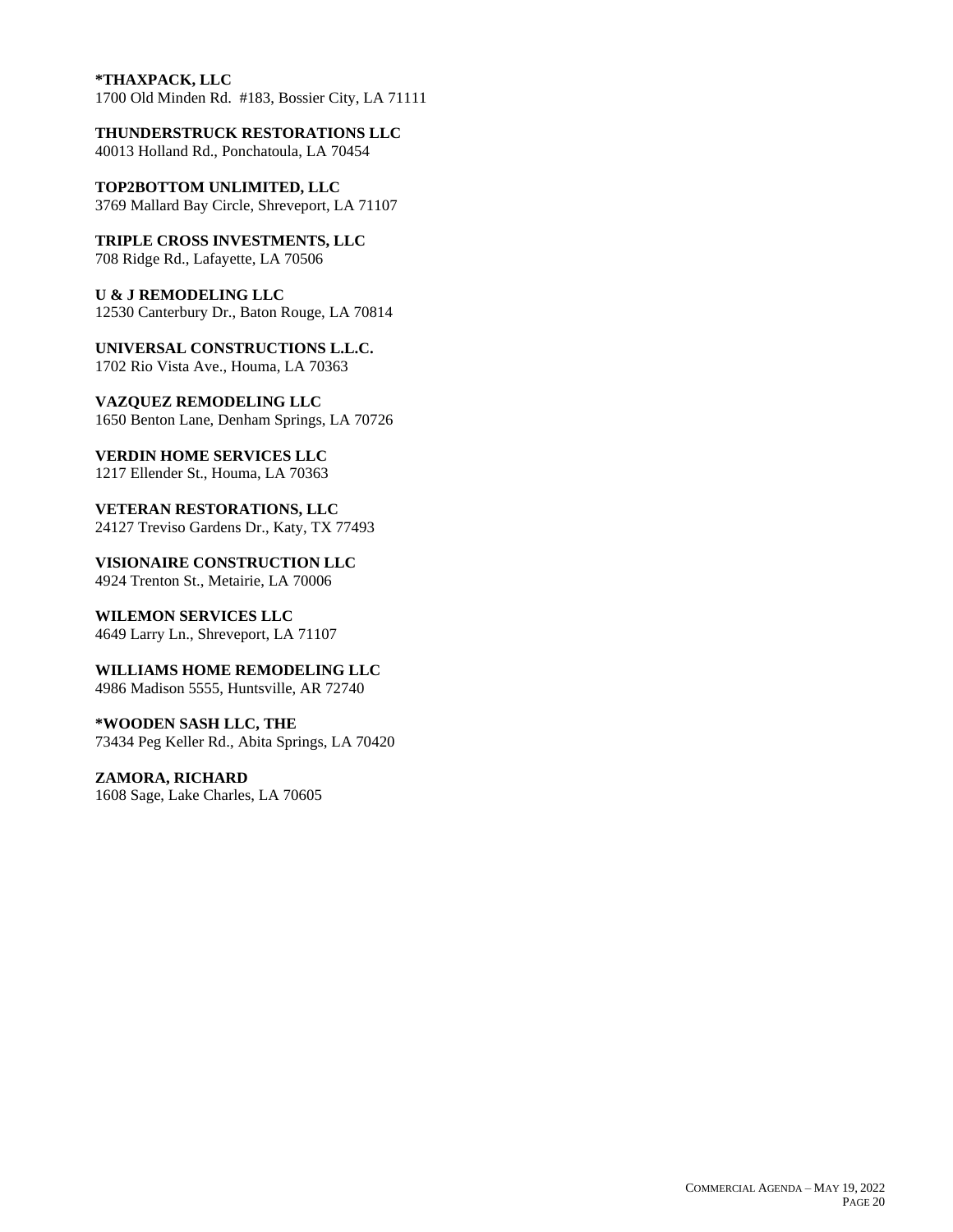**\*THAXPACK, LLC**
1700 Old Minden Rd. #183, Bossier City, LA 71111

**THUNDERSTRUCK RESTORATIONS LLC**
40013 Holland Rd., Ponchatoula, LA 70454

**TOP2BOTTOM UNLIMITED, LLC**
3769 Mallard Bay Circle, Shreveport, LA 71107

**TRIPLE CROSS INVESTMENTS, LLC**
708 Ridge Rd., Lafayette, LA 70506

**U & J REMODELING LLC**
12530 Canterbury Dr., Baton Rouge, LA 70814

**UNIVERSAL CONSTRUCTIONS L.L.C.**
1702 Rio Vista Ave., Houma, LA 70363

**VAZQUEZ REMODELING LLC**
1650 Benton Lane, Denham Springs, LA 70726

**VERDIN HOME SERVICES LLC**
1217 Ellender St., Houma, LA 70363

**VETERAN RESTORATIONS, LLC**
24127 Treviso Gardens Dr., Katy, TX 77493

**VISIONAIRE CONSTRUCTION LLC**
4924 Trenton St., Metairie, LA 70006

**WILEMON SERVICES LLC**
4649 Larry Ln., Shreveport, LA 71107

**WILLIAMS HOME REMODELING LLC**
4986 Madison 5555, Huntsville, AR 72740

**\*WOODEN SASH LLC, THE**
73434 Peg Keller Rd., Abita Springs, LA 70420

**ZAMORA, RICHARD**
1608 Sage, Lake Charles, LA 70605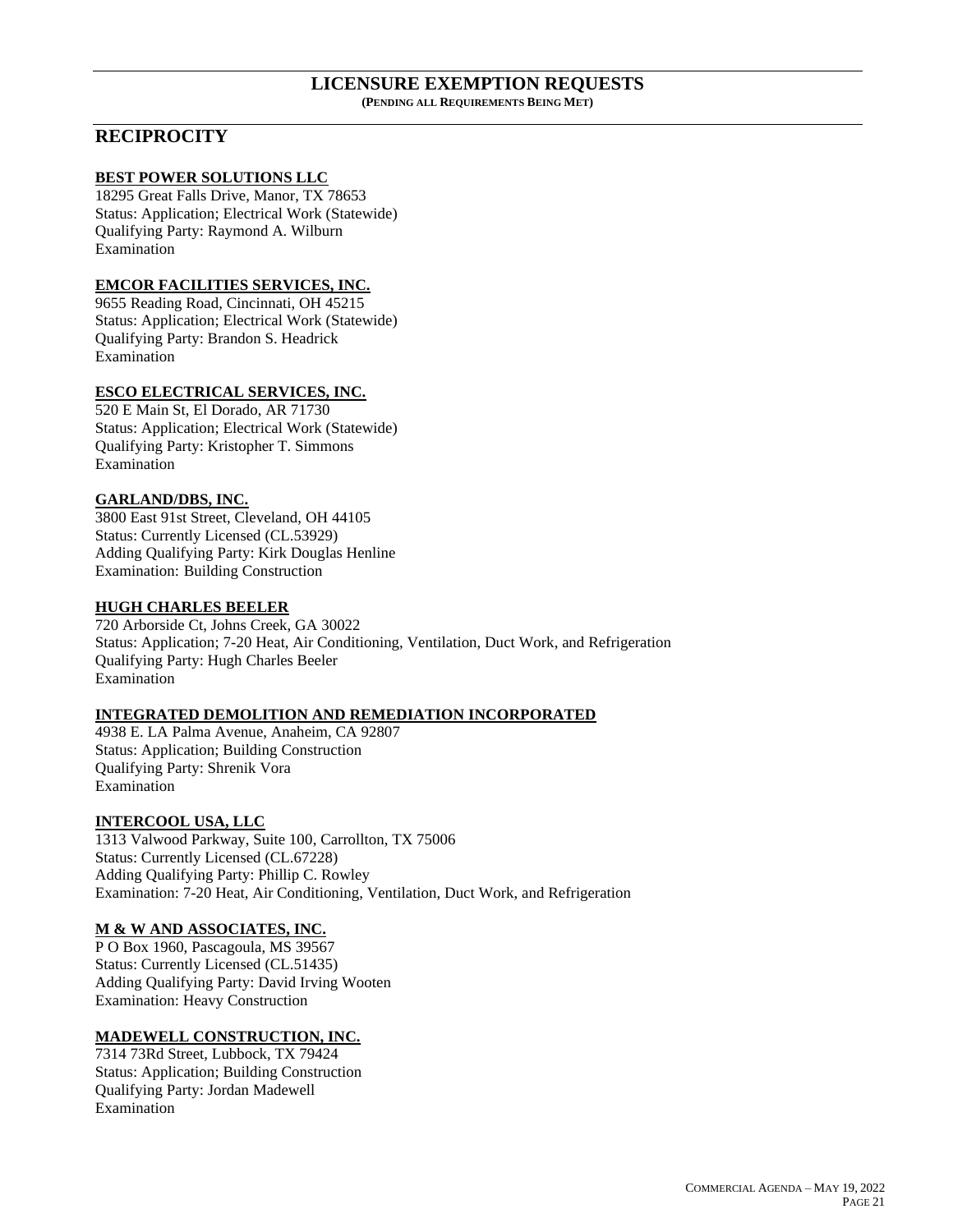# LICENSURE EXEMPTION REQUESTS

**(PENDING ALL REQUIREMENTS BEING MET)**

## RECIPROCITY

**BEST POWER SOLUTIONS LLC**
18295 Great Falls Drive, Manor, TX 78653
Status: Application; Electrical Work (Statewide)
Qualifying Party: Raymond A. Wilburn
Examination

**EMCOR FACILITIES SERVICES, INC.**
9655 Reading Road, Cincinnati, OH 45215
Status: Application; Electrical Work (Statewide)
Qualifying Party: Brandon S. Headrick
Examination

**ESCO ELECTRICAL SERVICES, INC.**
520 E Main St, El Dorado, AR 71730
Status: Application; Electrical Work (Statewide)
Qualifying Party: Kristopher T. Simmons
Examination

**GARLAND/DBS, INC.**
3800 East 91st Street, Cleveland, OH 44105
Status: Currently Licensed (CL.53929)
Adding Qualifying Party: Kirk Douglas Henline
Examination: Building Construction

**HUGH CHARLES BEELER**
720 Arborside Ct, Johns Creek, GA 30022
Status: Application; 7-20 Heat, Air Conditioning, Ventilation, Duct Work, and Refrigeration
Qualifying Party: Hugh Charles Beeler
Examination

**INTEGRATED DEMOLITION AND REMEDIATION INCORPORATED**
4938 E. LA Palma Avenue, Anaheim, CA 92807
Status: Application; Building Construction
Qualifying Party: Shrenik Vora
Examination

**INTERCOOL USA, LLC**
1313 Valwood Parkway, Suite 100, Carrollton, TX 75006
Status: Currently Licensed (CL.67228)
Adding Qualifying Party: Phillip C. Rowley
Examination: 7-20 Heat, Air Conditioning, Ventilation, Duct Work, and Refrigeration

**M & W AND ASSOCIATES, INC.**
P O Box 1960, Pascagoula, MS 39567
Status: Currently Licensed (CL.51435)
Adding Qualifying Party: David Irving Wooten
Examination: Heavy Construction

**MADEWELL CONSTRUCTION, INC.**
7314 73Rd Street, Lubbock, TX 79424
Status: Application; Building Construction
Qualifying Party: Jordan Madewell
Examination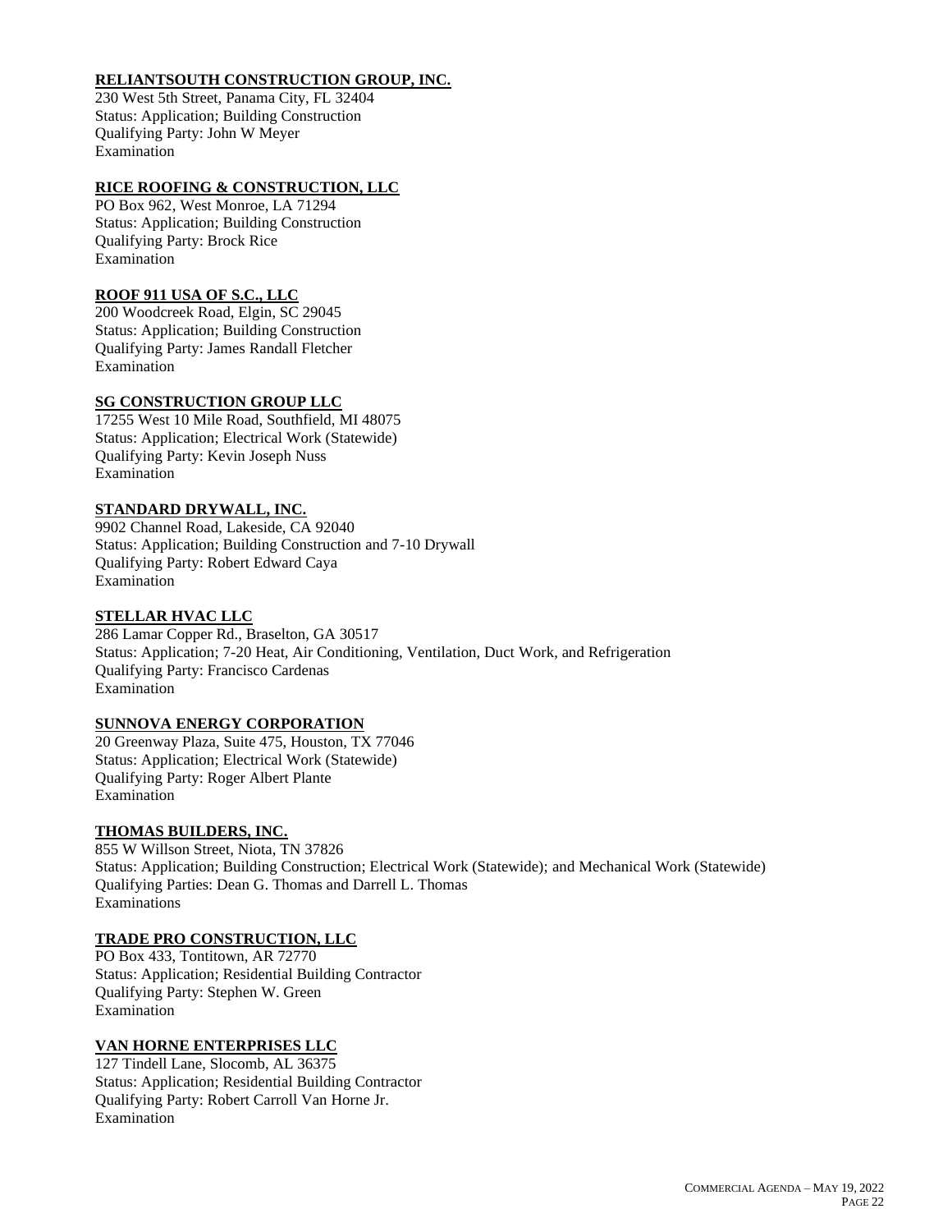**RELIANTSOUTH CONSTRUCTION GROUP, INC.**
230 West 5th Street, Panama City, FL 32404
Status: Application; Building Construction
Qualifying Party: John W Meyer
Examination

**RICE ROOFING & CONSTRUCTION, LLC**
PO Box 962, West Monroe, LA 71294
Status: Application; Building Construction
Qualifying Party: Brock Rice
Examination

**ROOF 911 USA OF S.C., LLC**
200 Woodcreek Road, Elgin, SC 29045
Status: Application; Building Construction
Qualifying Party: James Randall Fletcher
Examination

**SG CONSTRUCTION GROUP LLC**
17255 West 10 Mile Road, Southfield, MI 48075
Status: Application; Electrical Work (Statewide)
Qualifying Party: Kevin Joseph Nuss
Examination

**STANDARD DRYWALL, INC.**
9902 Channel Road, Lakeside, CA 92040
Status: Application; Building Construction and 7-10 Drywall
Qualifying Party: Robert Edward Caya
Examination

**STELLAR HVAC LLC**
286 Lamar Copper Rd., Braselton, GA 30517
Status: Application; 7-20 Heat, Air Conditioning, Ventilation, Duct Work, and Refrigeration
Qualifying Party: Francisco Cardenas
Examination

**SUNNOVA ENERGY CORPORATION**
20 Greenway Plaza, Suite 475, Houston, TX 77046
Status: Application; Electrical Work (Statewide)
Qualifying Party: Roger Albert Plante
Examination

**THOMAS BUILDERS, INC.**
855 W Willson Street, Niota, TN 37826
Status: Application; Building Construction; Electrical Work (Statewide); and Mechanical Work (Statewide)
Qualifying Parties: Dean G. Thomas and Darrell L. Thomas
Examinations

**TRADE PRO CONSTRUCTION, LLC**
PO Box 433, Tontitown, AR 72770
Status: Application; Residential Building Contractor
Qualifying Party: Stephen W. Green
Examination

**VAN HORNE ENTERPRISES LLC**
127 Tindell Lane, Slocomb, AL 36375
Status: Application; Residential Building Contractor
Qualifying Party: Robert Carroll Van Horne Jr.
Examination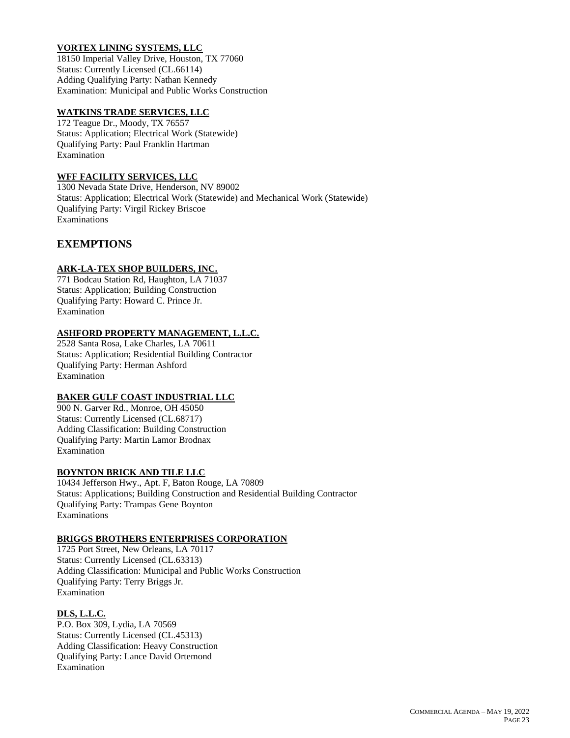**VORTEX LINING SYSTEMS, LLC**
18150 Imperial Valley Drive, Houston, TX 77060
Status: Currently Licensed (CL.66114)
Adding Qualifying Party: Nathan Kennedy
Examination: Municipal and Public Works Construction

**WATKINS TRADE SERVICES, LLC**
172 Teague Dr., Moody, TX 76557
Status: Application; Electrical Work (Statewide)
Qualifying Party: Paul Franklin Hartman
Examination

**WFF FACILITY SERVICES, LLC**
1300 Nevada State Drive, Henderson, NV 89002
Status: Application; Electrical Work (Statewide) and Mechanical Work (Statewide)
Qualifying Party: Virgil Rickey Briscoe
Examinations

## EXEMPTIONS

**ARK-LA-TEX SHOP BUILDERS, INC.**
771 Bodcau Station Rd, Haughton, LA 71037
Status: Application; Building Construction
Qualifying Party: Howard C. Prince Jr.
Examination

**ASHFORD PROPERTY MANAGEMENT, L.L.C.**
2528 Santa Rosa, Lake Charles, LA 70611
Status: Application; Residential Building Contractor
Qualifying Party: Herman Ashford
Examination

**BAKER GULF COAST INDUSTRIAL LLC**
900 N. Garver Rd., Monroe, OH 45050
Status: Currently Licensed (CL.68717)
Adding Classification: Building Construction
Qualifying Party: Martin Lamor Brodnax
Examination

**BOYNTON BRICK AND TILE LLC**
10434 Jefferson Hwy., Apt. F, Baton Rouge, LA 70809
Status: Applications; Building Construction and Residential Building Contractor
Qualifying Party: Trampas Gene Boynton
Examinations

**BRIGGS BROTHERS ENTERPRISES CORPORATION**
1725 Port Street, New Orleans, LA 70117
Status: Currently Licensed (CL.63313)
Adding Classification: Municipal and Public Works Construction
Qualifying Party: Terry Briggs Jr.
Examination

**DLS, L.L.C.**
P.O. Box 309, Lydia, LA 70569
Status: Currently Licensed (CL.45313)
Adding Classification: Heavy Construction
Qualifying Party: Lance David Ortemond
Examination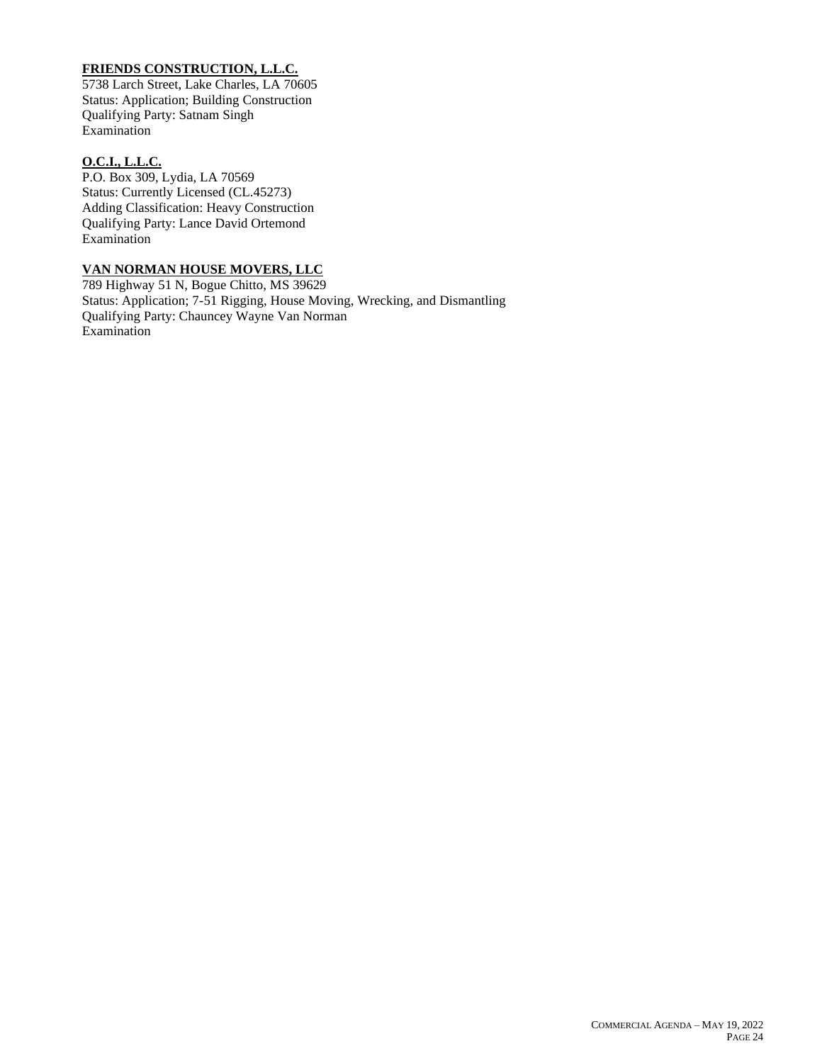**FRIENDS CONSTRUCTION, L.L.C.**
5738 Larch Street, Lake Charles, LA 70605
Status: Application; Building Construction
Qualifying Party: Satnam Singh
Examination

**O.C.I., L.L.C.**
P.O. Box 309, Lydia, LA 70569
Status: Currently Licensed (CL.45273)
Adding Classification: Heavy Construction
Qualifying Party: Lance David Ortemond
Examination

**VAN NORMAN HOUSE MOVERS, LLC**
789 Highway 51 N, Bogue Chitto, MS 39629
Status: Application; 7-51 Rigging, House Moving, Wrecking, and Dismantling
Qualifying Party: Chauncey Wayne Van Norman
Examination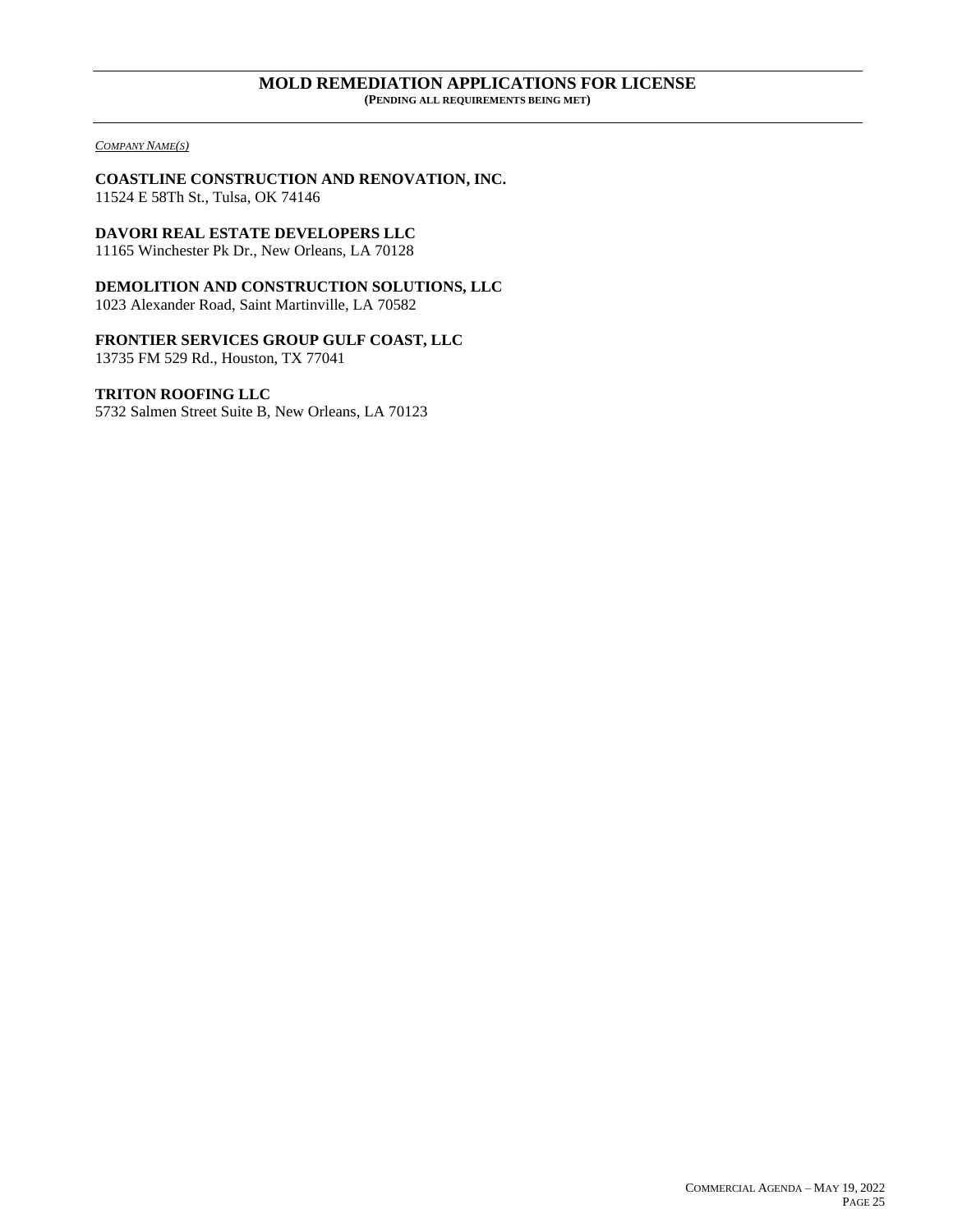## MOLD REMEDIATION APPLICATIONS FOR LICENSE

**(PENDING ALL REQUIREMENTS BEING MET)**

*COMPANY NAME(S)*

**COASTLINE CONSTRUCTION AND RENOVATION, INC.**
11524 E 58Th St., Tulsa, OK 74146

**DAVORI REAL ESTATE DEVELOPERS LLC**
11165 Winchester Pk Dr., New Orleans, LA 70128

**DEMOLITION AND CONSTRUCTION SOLUTIONS, LLC**
1023 Alexander Road, Saint Martinville, LA 70582

**FRONTIER SERVICES GROUP GULF COAST, LLC**
13735 FM 529 Rd., Houston, TX 77041

**TRITON ROOFING LLC**
5732 Salmen Street Suite B, New Orleans, LA 70123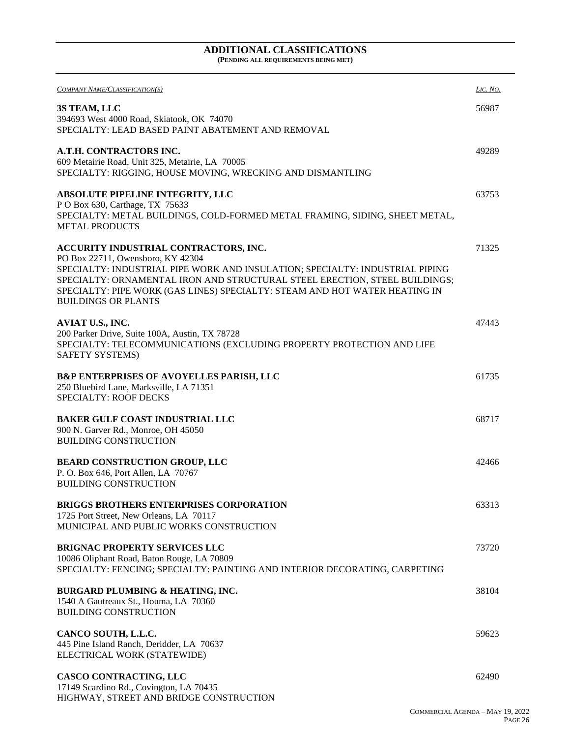## ADDITIONAL CLASSIFICATIONS

**(PENDING ALL REQUIREMENTS BEING MET)**

| *COMPANY NAME/CLASSIFICATION(S)* | *LIC. NO.* |
|---|---|
| **3S TEAM, LLC**<br>394693 West 4000 Road, Skiatook, OK 74070<br>SPECIALTY: LEAD BASED PAINT ABATEMENT AND REMOVAL | 56987 |
| **A.T.H. CONTRACTORS INC.**<br>609 Metairie Road, Unit 325, Metairie, LA 70005<br>SPECIALTY: RIGGING, HOUSE MOVING, WRECKING AND DISMANTLING | 49289 |
| **ABSOLUTE PIPELINE INTEGRITY, LLC**<br>P O Box 630, Carthage, TX 75633<br>SPECIALTY: METAL BUILDINGS, COLD-FORMED METAL FRAMING, SIDING, SHEET METAL, METAL PRODUCTS | 63753 |
| **ACCURITY INDUSTRIAL CONTRACTORS, INC.**<br>PO Box 22711, Owensboro, KY 42304<br>SPECIALTY: INDUSTRIAL PIPE WORK AND INSULATION; SPECIALTY: INDUSTRIAL PIPING SPECIALTY: ORNAMENTAL IRON AND STRUCTURAL STEEL ERECTION, STEEL BUILDINGS; SPECIALTY: PIPE WORK (GAS LINES) SPECIALTY: STEAM AND HOT WATER HEATING IN BUILDINGS OR PLANTS | 71325 |
| **AVIAT U.S., INC.**<br>200 Parker Drive, Suite 100A, Austin, TX 78728<br>SPECIALTY: TELECOMMUNICATIONS (EXCLUDING PROPERTY PROTECTION AND LIFE SAFETY SYSTEMS) | 47443 |
| **B&P ENTERPRISES OF AVOYELLES PARISH, LLC**<br>250 Bluebird Lane, Marksville, LA 71351<br>SPECIALTY: ROOF DECKS | 61735 |
| **BAKER GULF COAST INDUSTRIAL LLC**<br>900 N. Garver Rd., Monroe, OH 45050<br>BUILDING CONSTRUCTION | 68717 |
| **BEARD CONSTRUCTION GROUP, LLC**<br>P. O. Box 646, Port Allen, LA 70767<br>BUILDING CONSTRUCTION | 42466 |
| **BRIGGS BROTHERS ENTERPRISES CORPORATION**<br>1725 Port Street, New Orleans, LA 70117<br>MUNICIPAL AND PUBLIC WORKS CONSTRUCTION | 63313 |
| **BRIGNAC PROPERTY SERVICES LLC**<br>10086 Oliphant Road, Baton Rouge, LA 70809<br>SPECIALTY: FENCING; SPECIALTY: PAINTING AND INTERIOR DECORATING, CARPETING | 73720 |
| **BURGARD PLUMBING & HEATING, INC.**<br>1540 A Gautreaux St., Houma, LA 70360<br>BUILDING CONSTRUCTION | 38104 |
| **CANCO SOUTH, L.L.C.**<br>445 Pine Island Ranch, Deridder, LA 70637<br>ELECTRICAL WORK (STATEWIDE) | 59623 |
| **CASCO CONTRACTING, LLC**<br>17149 Scardino Rd., Covington, LA 70435<br>HIGHWAY, STREET AND BRIDGE CONSTRUCTION | 62490 |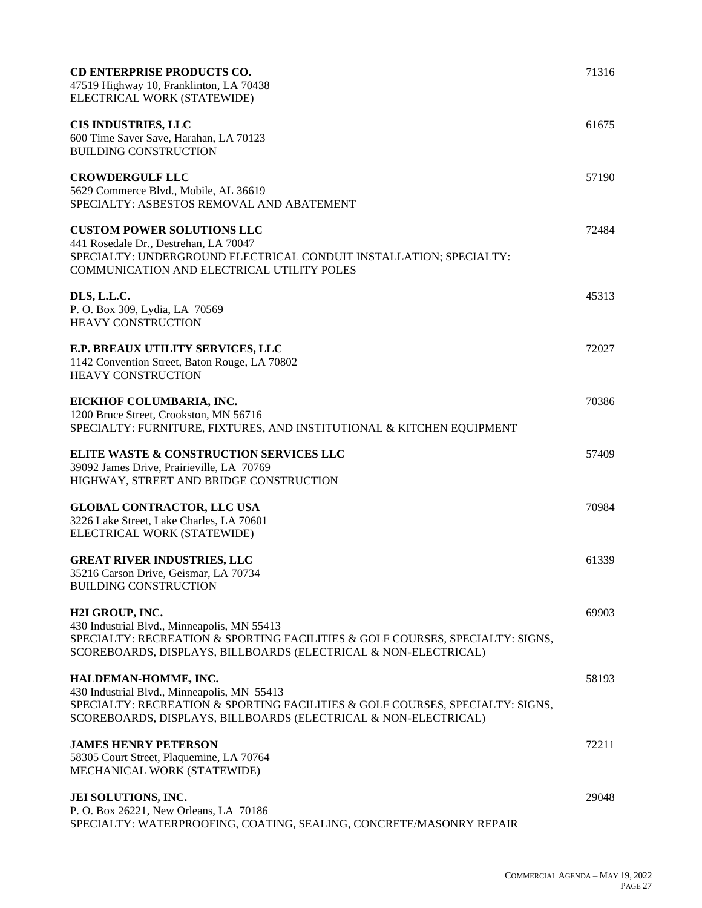**CD ENTERPRISE PRODUCTS CO.** 71316
47519 Highway 10, Franklinton, LA 70438
ELECTRICAL WORK (STATEWIDE)

**CIS INDUSTRIES, LLC** 61675
600 Time Saver Save, Harahan, LA 70123
BUILDING CONSTRUCTION

**CROWDERGULF LLC** 57190
5629 Commerce Blvd., Mobile, AL 36619
SPECIALTY: ASBESTOS REMOVAL AND ABATEMENT

**CUSTOM POWER SOLUTIONS LLC** 72484
441 Rosedale Dr., Destrehan, LA 70047
SPECIALTY: UNDERGROUND ELECTRICAL CONDUIT INSTALLATION; SPECIALTY: COMMUNICATION AND ELECTRICAL UTILITY POLES

**DLS, L.L.C.** 45313
P. O. Box 309, Lydia, LA 70569
HEAVY CONSTRUCTION

**E.P. BREAUX UTILITY SERVICES, LLC** 72027
1142 Convention Street, Baton Rouge, LA 70802
HEAVY CONSTRUCTION

**EICKHOF COLUMBARIA, INC.** 70386
1200 Bruce Street, Crookston, MN 56716
SPECIALTY: FURNITURE, FIXTURES, AND INSTITUTIONAL & KITCHEN EQUIPMENT

**ELITE WASTE & CONSTRUCTION SERVICES LLC** 57409
39092 James Drive, Prairieville, LA 70769
HIGHWAY, STREET AND BRIDGE CONSTRUCTION

**GLOBAL CONTRACTOR, LLC USA** 70984
3226 Lake Street, Lake Charles, LA 70601
ELECTRICAL WORK (STATEWIDE)

**GREAT RIVER INDUSTRIES, LLC** 61339
35216 Carson Drive, Geismar, LA 70734
BUILDING CONSTRUCTION

**H2I GROUP, INC.** 69903
430 Industrial Blvd., Minneapolis, MN 55413
SPECIALTY: RECREATION & SPORTING FACILITIES & GOLF COURSES, SPECIALTY: SIGNS, SCOREBOARDS, DISPLAYS, BILLBOARDS (ELECTRICAL & NON-ELECTRICAL)

**HALDEMAN-HOMME, INC.** 58193
430 Industrial Blvd., Minneapolis, MN 55413
SPECIALTY: RECREATION & SPORTING FACILITIES & GOLF COURSES, SPECIALTY: SIGNS, SCOREBOARDS, DISPLAYS, BILLBOARDS (ELECTRICAL & NON-ELECTRICAL)

**JAMES HENRY PETERSON** 72211
58305 Court Street, Plaquemine, LA 70764
MECHANICAL WORK (STATEWIDE)

**JEI SOLUTIONS, INC.** 29048
P. O. Box 26221, New Orleans, LA 70186
SPECIALTY: WATERPROOFING, COATING, SEALING, CONCRETE/MASONRY REPAIR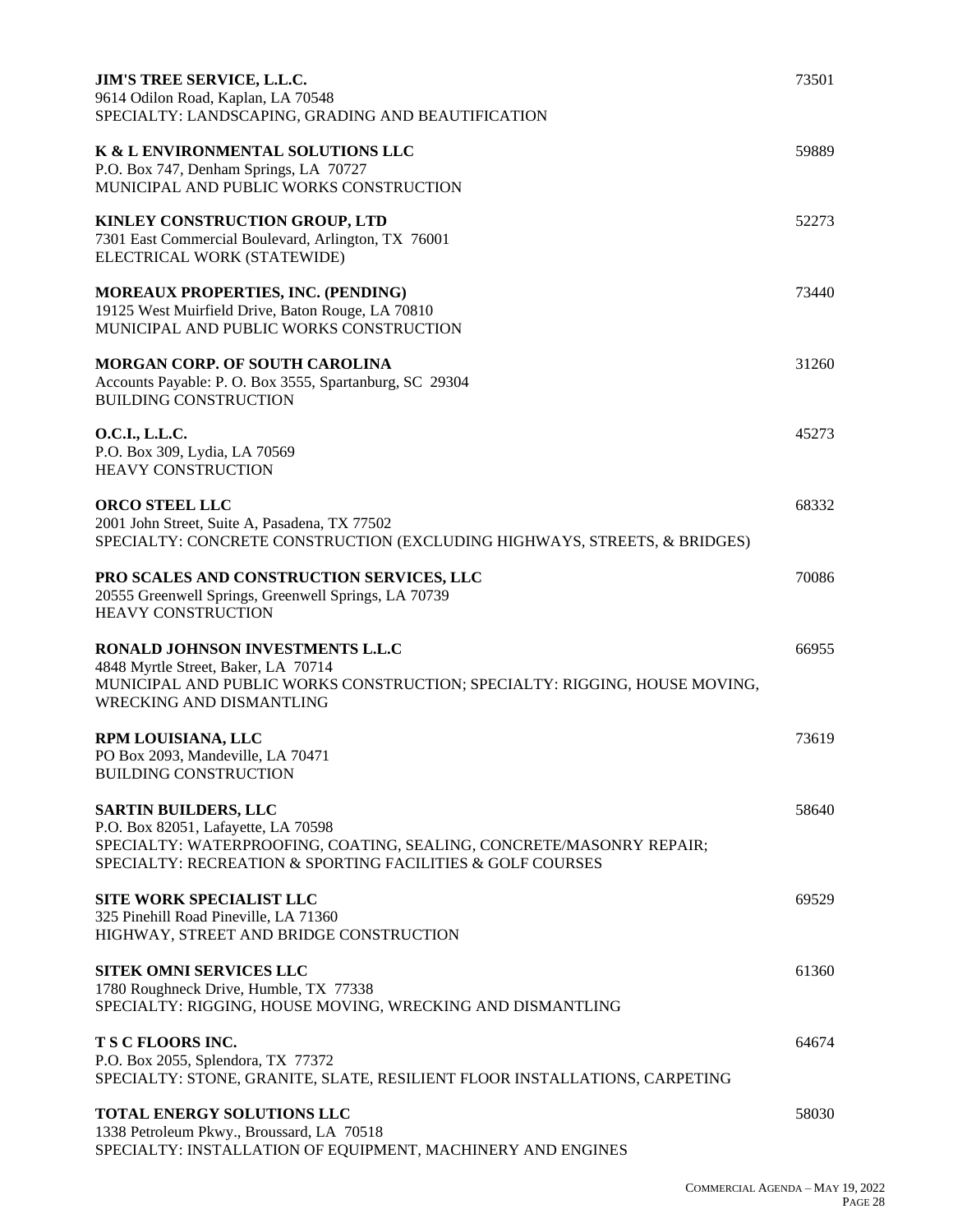**JIM'S TREE SERVICE, L.L.C.** 73501
9614 Odilon Road, Kaplan, LA 70548
SPECIALTY: LANDSCAPING, GRADING AND BEAUTIFICATION

**K & L ENVIRONMENTAL SOLUTIONS LLC** 59889
P.O. Box 747, Denham Springs, LA 70727
MUNICIPAL AND PUBLIC WORKS CONSTRUCTION

**KINLEY CONSTRUCTION GROUP, LTD** 52273
7301 East Commercial Boulevard, Arlington, TX 76001
ELECTRICAL WORK (STATEWIDE)

**MOREAUX PROPERTIES, INC. (PENDING)** 73440
19125 West Muirfield Drive, Baton Rouge, LA 70810
MUNICIPAL AND PUBLIC WORKS CONSTRUCTION

**MORGAN CORP. OF SOUTH CAROLINA** 31260
Accounts Payable: P. O. Box 3555, Spartanburg, SC 29304
BUILDING CONSTRUCTION

**O.C.I., L.L.C.** 45273
P.O. Box 309, Lydia, LA 70569
HEAVY CONSTRUCTION

**ORCO STEEL LLC** 68332
2001 John Street, Suite A, Pasadena, TX 77502
SPECIALTY: CONCRETE CONSTRUCTION (EXCLUDING HIGHWAYS, STREETS, & BRIDGES)

**PRO SCALES AND CONSTRUCTION SERVICES, LLC** 70086
20555 Greenwell Springs, Greenwell Springs, LA 70739
HEAVY CONSTRUCTION

**RONALD JOHNSON INVESTMENTS L.L.C** 66955
4848 Myrtle Street, Baker, LA 70714
MUNICIPAL AND PUBLIC WORKS CONSTRUCTION; SPECIALTY: RIGGING, HOUSE MOVING, WRECKING AND DISMANTLING

**RPM LOUISIANA, LLC** 73619
PO Box 2093, Mandeville, LA 70471
BUILDING CONSTRUCTION

**SARTIN BUILDERS, LLC** 58640
P.O. Box 82051, Lafayette, LA 70598
SPECIALTY: WATERPROOFING, COATING, SEALING, CONCRETE/MASONRY REPAIR;
SPECIALTY: RECREATION & SPORTING FACILITIES & GOLF COURSES

**SITE WORK SPECIALIST LLC** 69529
325 Pinehill Road Pineville, LA 71360
HIGHWAY, STREET AND BRIDGE CONSTRUCTION

**SITEK OMNI SERVICES LLC** 61360
1780 Roughneck Drive, Humble, TX 77338
SPECIALTY: RIGGING, HOUSE MOVING, WRECKING AND DISMANTLING

**T S C FLOORS INC.** 64674
P.O. Box 2055, Splendora, TX 77372
SPECIALTY: STONE, GRANITE, SLATE, RESILIENT FLOOR INSTALLATIONS, CARPETING

**TOTAL ENERGY SOLUTIONS LLC** 58030
1338 Petroleum Pkwy., Broussard, LA 70518
SPECIALTY: INSTALLATION OF EQUIPMENT, MACHINERY AND ENGINES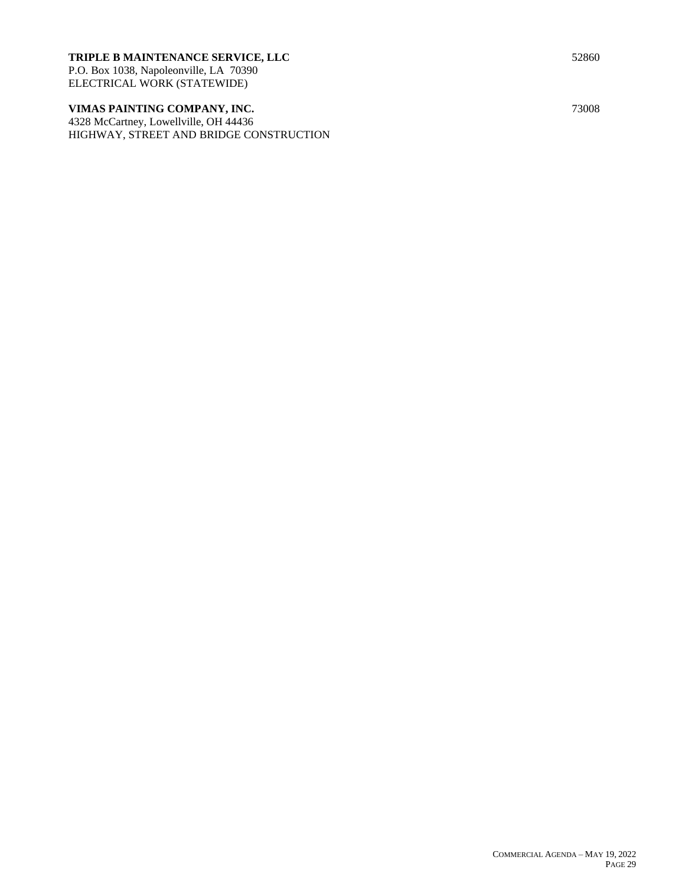**TRIPLE B MAINTENANCE SERVICE, LLC** 52860
P.O. Box 1038, Napoleonville, LA 70390
ELECTRICAL WORK (STATEWIDE)

**VIMAS PAINTING COMPANY, INC.** 73008
4328 McCartney, Lowellville, OH 44436
HIGHWAY, STREET AND BRIDGE CONSTRUCTION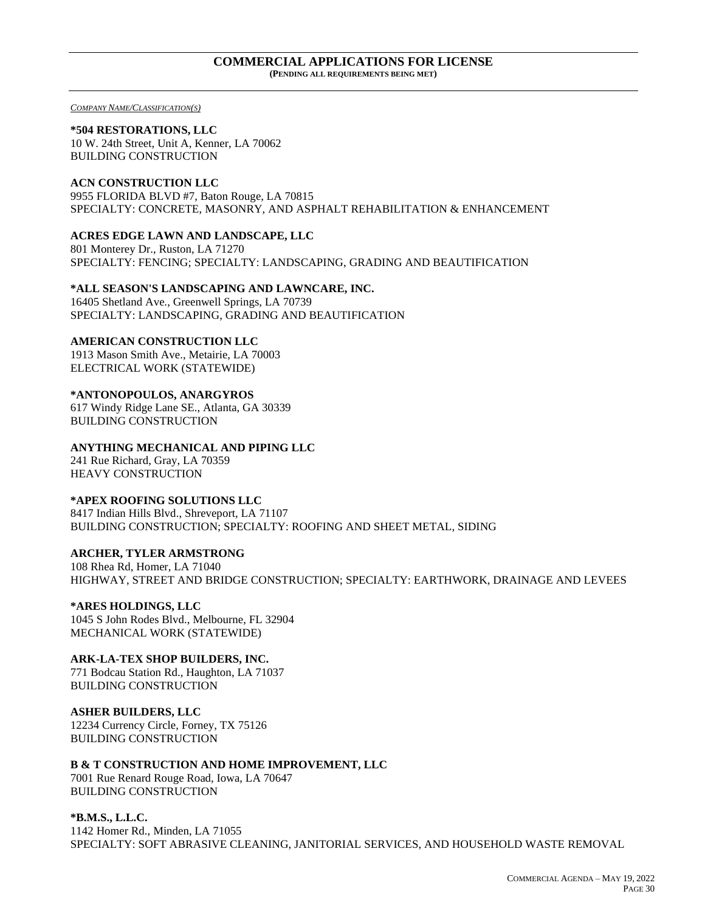## COMMERCIAL APPLICATIONS FOR LICENSE

**(PENDING ALL REQUIREMENTS BEING MET)**

*COMPANY NAME/CLASSIFICATION(S)*

**\*504 RESTORATIONS, LLC**
10 W. 24th Street, Unit A, Kenner, LA 70062
BUILDING CONSTRUCTION

**ACN CONSTRUCTION LLC**
9955 FLORIDA BLVD #7, Baton Rouge, LA 70815
SPECIALTY: CONCRETE, MASONRY, AND ASPHALT REHABILITATION & ENHANCEMENT

**ACRES EDGE LAWN AND LANDSCAPE, LLC**
801 Monterey Dr., Ruston, LA 71270
SPECIALTY: FENCING; SPECIALTY: LANDSCAPING, GRADING AND BEAUTIFICATION

**\*ALL SEASON'S LANDSCAPING AND LAWNCARE, INC.**
16405 Shetland Ave., Greenwell Springs, LA 70739
SPECIALTY: LANDSCAPING, GRADING AND BEAUTIFICATION

**AMERICAN CONSTRUCTION LLC**
1913 Mason Smith Ave., Metairie, LA 70003
ELECTRICAL WORK (STATEWIDE)

**\*ANTONOPOULOS, ANARGYROS**
617 Windy Ridge Lane SE., Atlanta, GA 30339
BUILDING CONSTRUCTION

**ANYTHING MECHANICAL AND PIPING LLC**
241 Rue Richard, Gray, LA 70359
HEAVY CONSTRUCTION

**\*APEX ROOFING SOLUTIONS LLC**
8417 Indian Hills Blvd., Shreveport, LA 71107
BUILDING CONSTRUCTION; SPECIALTY: ROOFING AND SHEET METAL, SIDING

**ARCHER, TYLER ARMSTRONG**
108 Rhea Rd, Homer, LA 71040
HIGHWAY, STREET AND BRIDGE CONSTRUCTION; SPECIALTY: EARTHWORK, DRAINAGE AND LEVEES

**\*ARES HOLDINGS, LLC**
1045 S John Rodes Blvd., Melbourne, FL 32904
MECHANICAL WORK (STATEWIDE)

**ARK-LA-TEX SHOP BUILDERS, INC.**
771 Bodcau Station Rd., Haughton, LA 71037
BUILDING CONSTRUCTION

**ASHER BUILDERS, LLC**
12234 Currency Circle, Forney, TX 75126
BUILDING CONSTRUCTION

**B & T CONSTRUCTION AND HOME IMPROVEMENT, LLC**
7001 Rue Renard Rouge Road, Iowa, LA 70647
BUILDING CONSTRUCTION

**\*B.M.S., L.L.C.**
1142 Homer Rd., Minden, LA 71055
SPECIALTY: SOFT ABRASIVE CLEANING, JANITORIAL SERVICES, AND HOUSEHOLD WASTE REMOVAL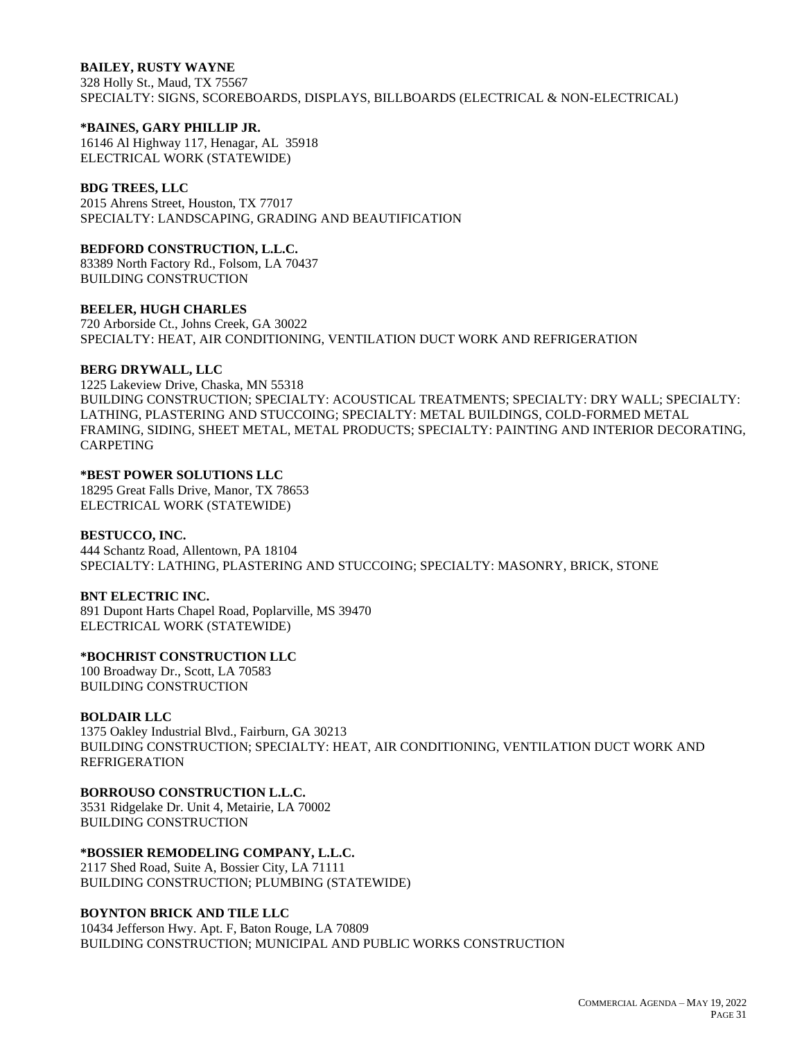**BAILEY, RUSTY WAYNE**
328 Holly St., Maud, TX 75567
SPECIALTY: SIGNS, SCOREBOARDS, DISPLAYS, BILLBOARDS (ELECTRICAL & NON-ELECTRICAL)

**\*BAINES, GARY PHILLIP JR.**
16146 Al Highway 117, Henagar, AL 35918
ELECTRICAL WORK (STATEWIDE)

**BDG TREES, LLC**
2015 Ahrens Street, Houston, TX 77017
SPECIALTY: LANDSCAPING, GRADING AND BEAUTIFICATION

**BEDFORD CONSTRUCTION, L.L.C.**
83389 North Factory Rd., Folsom, LA 70437
BUILDING CONSTRUCTION

**BEELER, HUGH CHARLES**
720 Arborside Ct., Johns Creek, GA 30022
SPECIALTY: HEAT, AIR CONDITIONING, VENTILATION DUCT WORK AND REFRIGERATION

**BERG DRYWALL, LLC**
1225 Lakeview Drive, Chaska, MN 55318
BUILDING CONSTRUCTION; SPECIALTY: ACOUSTICAL TREATMENTS; SPECIALTY: DRY WALL; SPECIALTY: LATHING, PLASTERING AND STUCCOING; SPECIALTY: METAL BUILDINGS, COLD-FORMED METAL FRAMING, SIDING, SHEET METAL, METAL PRODUCTS; SPECIALTY: PAINTING AND INTERIOR DECORATING, CARPETING

**\*BEST POWER SOLUTIONS LLC**
18295 Great Falls Drive, Manor, TX 78653
ELECTRICAL WORK (STATEWIDE)

**BESTUCCO, INC.**
444 Schantz Road, Allentown, PA 18104
SPECIALTY: LATHING, PLASTERING AND STUCCOING; SPECIALTY: MASONRY, BRICK, STONE

**BNT ELECTRIC INC.**
891 Dupont Harts Chapel Road, Poplarville, MS 39470
ELECTRICAL WORK (STATEWIDE)

**\*BOCHRIST CONSTRUCTION LLC**
100 Broadway Dr., Scott, LA 70583
BUILDING CONSTRUCTION

**BOLDAIR LLC**
1375 Oakley Industrial Blvd., Fairburn, GA 30213
BUILDING CONSTRUCTION; SPECIALTY: HEAT, AIR CONDITIONING, VENTILATION DUCT WORK AND REFRIGERATION

**BORROUSO CONSTRUCTION L.L.C.**
3531 Ridgelake Dr. Unit 4, Metairie, LA 70002
BUILDING CONSTRUCTION

**\*BOSSIER REMODELING COMPANY, L.L.C.**
2117 Shed Road, Suite A, Bossier City, LA 71111
BUILDING CONSTRUCTION; PLUMBING (STATEWIDE)

**BOYNTON BRICK AND TILE LLC**
10434 Jefferson Hwy. Apt. F, Baton Rouge, LA 70809
BUILDING CONSTRUCTION; MUNICIPAL AND PUBLIC WORKS CONSTRUCTION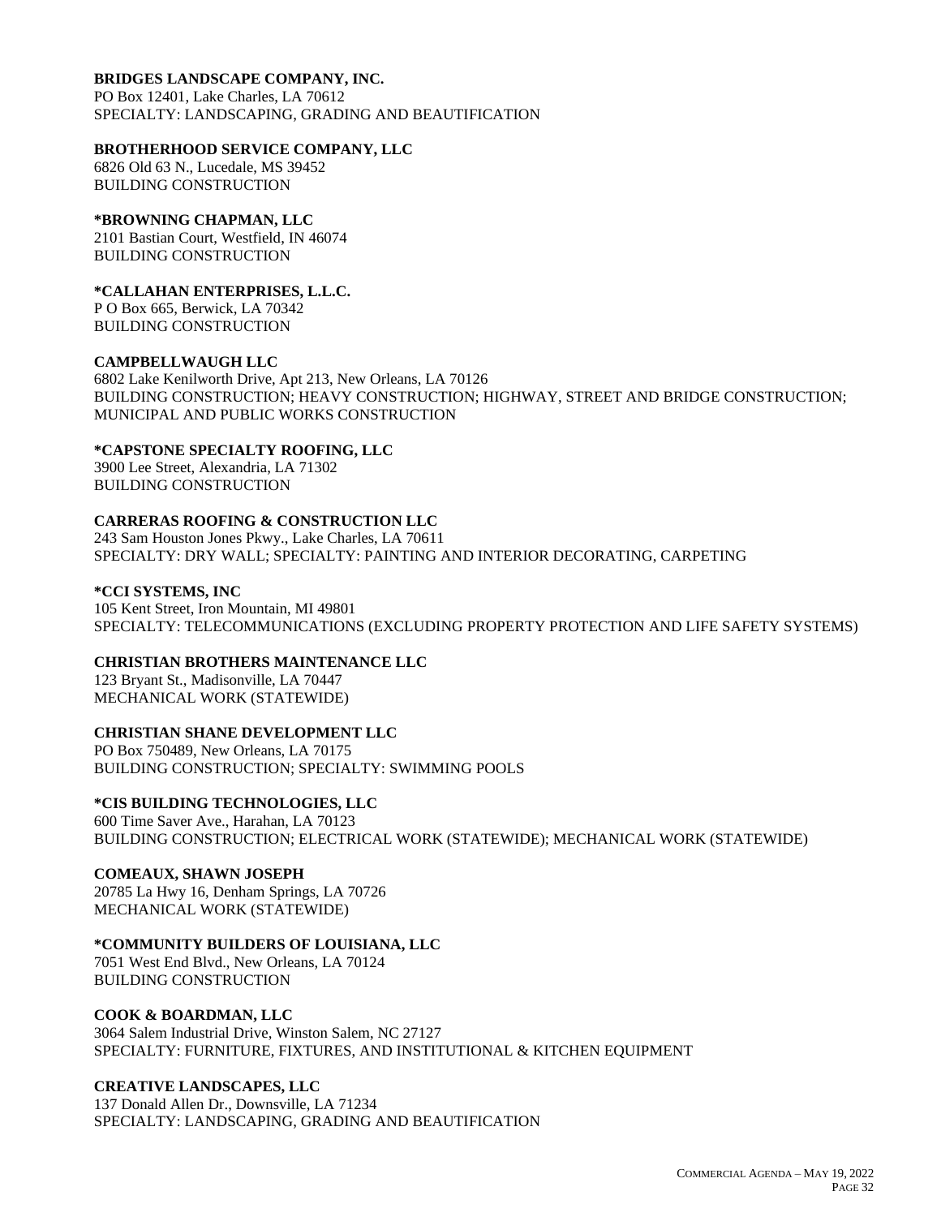**BRIDGES LANDSCAPE COMPANY, INC.**
PO Box 12401, Lake Charles, LA 70612
SPECIALTY: LANDSCAPING, GRADING AND BEAUTIFICATION

**BROTHERHOOD SERVICE COMPANY, LLC**
6826 Old 63 N., Lucedale, MS 39452
BUILDING CONSTRUCTION

**\*BROWNING CHAPMAN, LLC**
2101 Bastian Court, Westfield, IN 46074
BUILDING CONSTRUCTION

**\*CALLAHAN ENTERPRISES, L.L.C.**
P O Box 665, Berwick, LA 70342
BUILDING CONSTRUCTION

**CAMPBELLWAUGH LLC**
6802 Lake Kenilworth Drive, Apt 213, New Orleans, LA 70126
BUILDING CONSTRUCTION; HEAVY CONSTRUCTION; HIGHWAY, STREET AND BRIDGE CONSTRUCTION; MUNICIPAL AND PUBLIC WORKS CONSTRUCTION

**\*CAPSTONE SPECIALTY ROOFING, LLC**
3900 Lee Street, Alexandria, LA 71302
BUILDING CONSTRUCTION

**CARRERAS ROOFING & CONSTRUCTION LLC**
243 Sam Houston Jones Pkwy., Lake Charles, LA 70611
SPECIALTY: DRY WALL; SPECIALTY: PAINTING AND INTERIOR DECORATING, CARPETING

**\*CCI SYSTEMS, INC**
105 Kent Street, Iron Mountain, MI 49801
SPECIALTY: TELECOMMUNICATIONS (EXCLUDING PROPERTY PROTECTION AND LIFE SAFETY SYSTEMS)

**CHRISTIAN BROTHERS MAINTENANCE LLC**
123 Bryant St., Madisonville, LA 70447
MECHANICAL WORK (STATEWIDE)

**CHRISTIAN SHANE DEVELOPMENT LLC**
PO Box 750489, New Orleans, LA 70175
BUILDING CONSTRUCTION; SPECIALTY: SWIMMING POOLS

**\*CIS BUILDING TECHNOLOGIES, LLC**
600 Time Saver Ave., Harahan, LA 70123
BUILDING CONSTRUCTION; ELECTRICAL WORK (STATEWIDE); MECHANICAL WORK (STATEWIDE)

**COMEAUX, SHAWN JOSEPH**
20785 La Hwy 16, Denham Springs, LA 70726
MECHANICAL WORK (STATEWIDE)

**\*COMMUNITY BUILDERS OF LOUISIANA, LLC**
7051 West End Blvd., New Orleans, LA 70124
BUILDING CONSTRUCTION

**COOK & BOARDMAN, LLC**
3064 Salem Industrial Drive, Winston Salem, NC 27127
SPECIALTY: FURNITURE, FIXTURES, AND INSTITUTIONAL & KITCHEN EQUIPMENT

**CREATIVE LANDSCAPES, LLC**
137 Donald Allen Dr., Downsville, LA 71234
SPECIALTY: LANDSCAPING, GRADING AND BEAUTIFICATION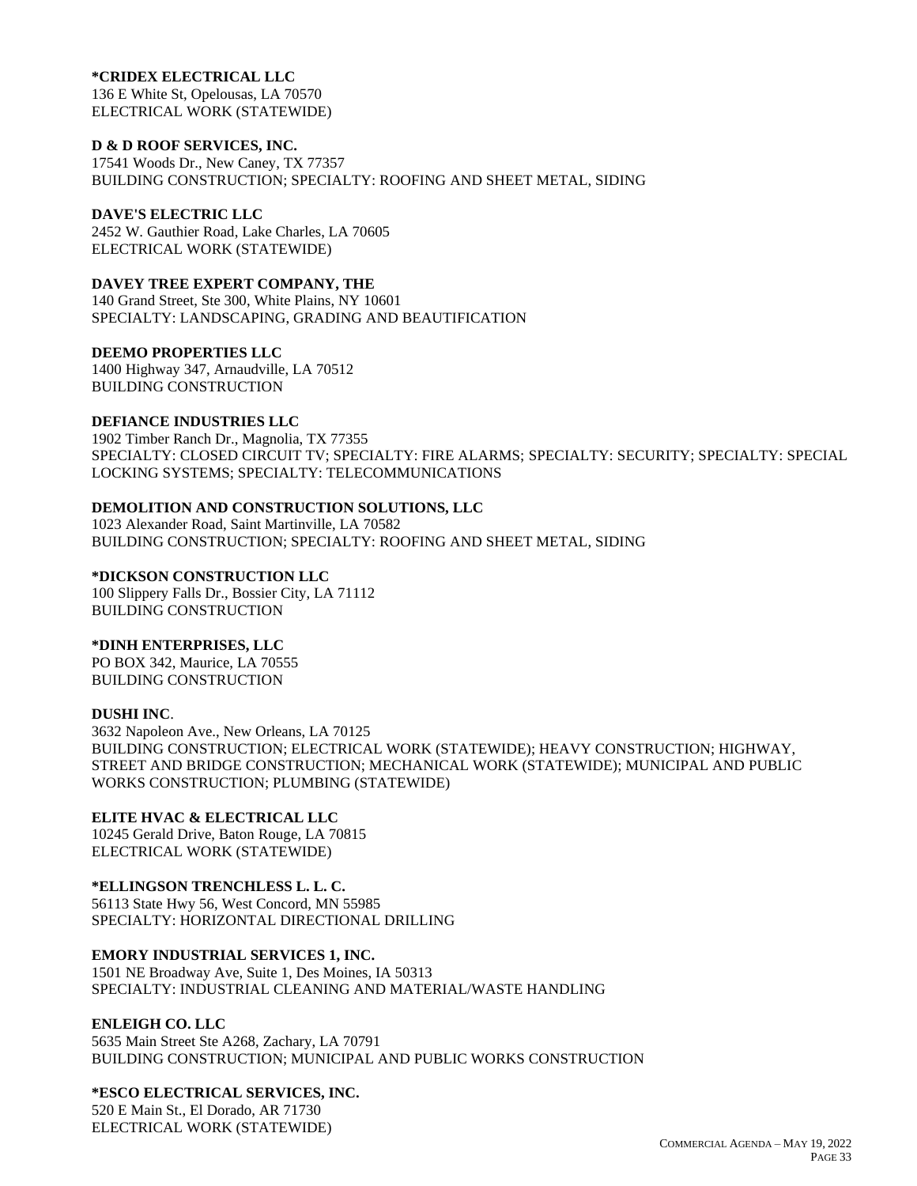**\*CRIDEX ELECTRICAL LLC**
136 E White St, Opelousas, LA 70570
ELECTRICAL WORK (STATEWIDE)

**D & D ROOF SERVICES, INC.**
17541 Woods Dr., New Caney, TX 77357
BUILDING CONSTRUCTION; SPECIALTY: ROOFING AND SHEET METAL, SIDING

**DAVE'S ELECTRIC LLC**
2452 W. Gauthier Road, Lake Charles, LA 70605
ELECTRICAL WORK (STATEWIDE)

**DAVEY TREE EXPERT COMPANY, THE**
140 Grand Street, Ste 300, White Plains, NY 10601
SPECIALTY: LANDSCAPING, GRADING AND BEAUTIFICATION

**DEEMO PROPERTIES LLC**
1400 Highway 347, Arnaudville, LA 70512
BUILDING CONSTRUCTION

**DEFIANCE INDUSTRIES LLC**
1902 Timber Ranch Dr., Magnolia, TX 77355
SPECIALTY: CLOSED CIRCUIT TV; SPECIALTY: FIRE ALARMS; SPECIALTY: SECURITY; SPECIALTY: SPECIAL LOCKING SYSTEMS; SPECIALTY: TELECOMMUNICATIONS

**DEMOLITION AND CONSTRUCTION SOLUTIONS, LLC**
1023 Alexander Road, Saint Martinville, LA 70582
BUILDING CONSTRUCTION; SPECIALTY: ROOFING AND SHEET METAL, SIDING

**\*DICKSON CONSTRUCTION LLC**
100 Slippery Falls Dr., Bossier City, LA 71112
BUILDING CONSTRUCTION

**\*DINH ENTERPRISES, LLC**
PO BOX 342, Maurice, LA 70555
BUILDING CONSTRUCTION

**DUSHI INC**.
3632 Napoleon Ave., New Orleans, LA 70125
BUILDING CONSTRUCTION; ELECTRICAL WORK (STATEWIDE); HEAVY CONSTRUCTION; HIGHWAY, STREET AND BRIDGE CONSTRUCTION; MECHANICAL WORK (STATEWIDE); MUNICIPAL AND PUBLIC WORKS CONSTRUCTION; PLUMBING (STATEWIDE)

**ELITE HVAC & ELECTRICAL LLC**
10245 Gerald Drive, Baton Rouge, LA 70815
ELECTRICAL WORK (STATEWIDE)

**\*ELLINGSON TRENCHLESS L. L. C.**
56113 State Hwy 56, West Concord, MN 55985
SPECIALTY: HORIZONTAL DIRECTIONAL DRILLING

**EMORY INDUSTRIAL SERVICES 1, INC.**
1501 NE Broadway Ave, Suite 1, Des Moines, IA 50313
SPECIALTY: INDUSTRIAL CLEANING AND MATERIAL/WASTE HANDLING

**ENLEIGH CO. LLC**
5635 Main Street Ste A268, Zachary, LA 70791
BUILDING CONSTRUCTION; MUNICIPAL AND PUBLIC WORKS CONSTRUCTION

**\*ESCO ELECTRICAL SERVICES, INC.**
520 E Main St., El Dorado, AR 71730
ELECTRICAL WORK (STATEWIDE)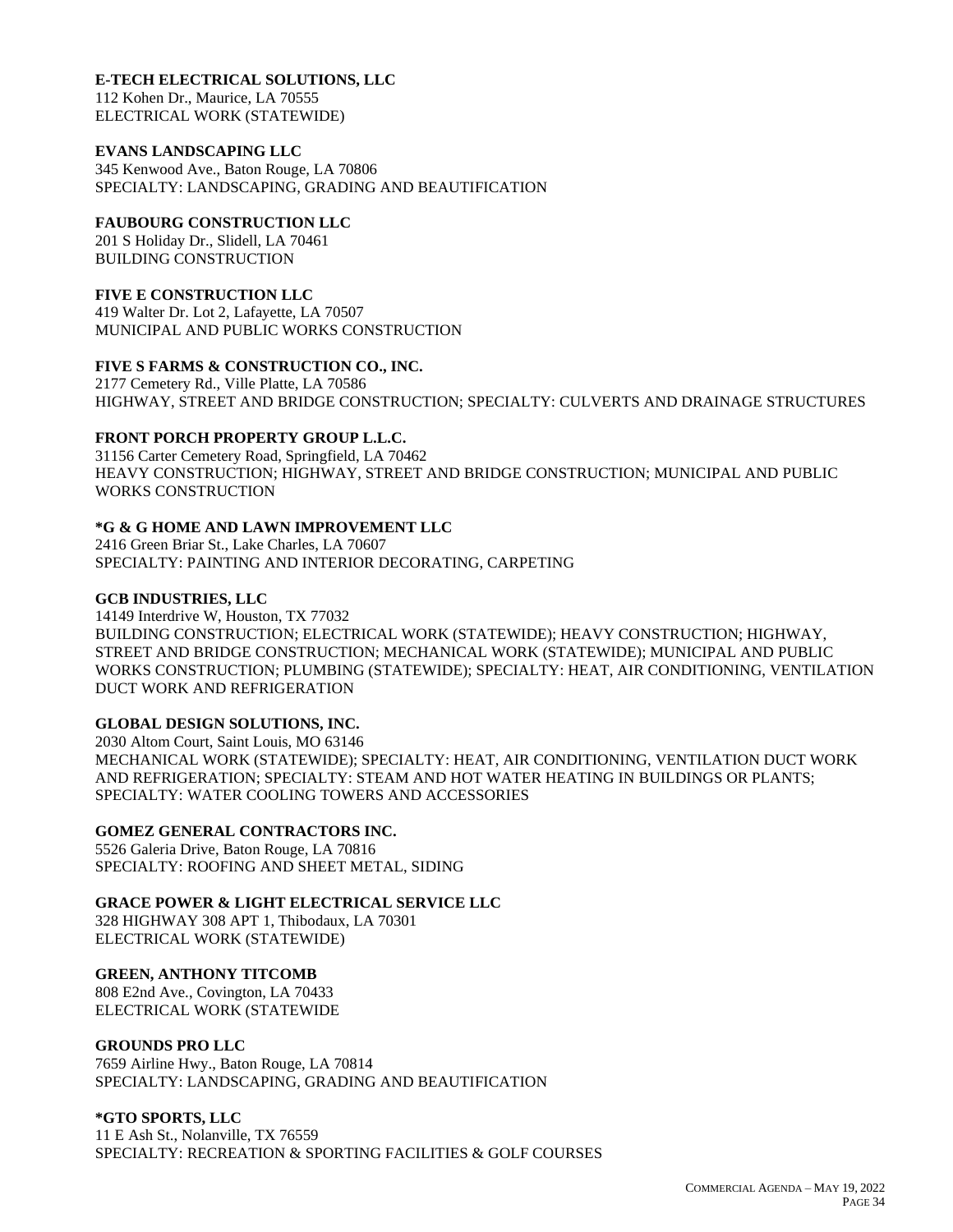**E-TECH ELECTRICAL SOLUTIONS, LLC**
112 Kohen Dr., Maurice, LA 70555
ELECTRICAL WORK (STATEWIDE)

**EVANS LANDSCAPING LLC**
345 Kenwood Ave., Baton Rouge, LA 70806
SPECIALTY: LANDSCAPING, GRADING AND BEAUTIFICATION

**FAUBOURG CONSTRUCTION LLC**
201 S Holiday Dr., Slidell, LA 70461
BUILDING CONSTRUCTION

**FIVE E CONSTRUCTION LLC**
419 Walter Dr. Lot 2, Lafayette, LA 70507
MUNICIPAL AND PUBLIC WORKS CONSTRUCTION

**FIVE S FARMS & CONSTRUCTION CO., INC.**
2177 Cemetery Rd., Ville Platte, LA 70586
HIGHWAY, STREET AND BRIDGE CONSTRUCTION; SPECIALTY: CULVERTS AND DRAINAGE STRUCTURES

**FRONT PORCH PROPERTY GROUP L.L.C.**
31156 Carter Cemetery Road, Springfield, LA 70462
HEAVY CONSTRUCTION; HIGHWAY, STREET AND BRIDGE CONSTRUCTION; MUNICIPAL AND PUBLIC WORKS CONSTRUCTION

**\*G & G HOME AND LAWN IMPROVEMENT LLC**
2416 Green Briar St., Lake Charles, LA 70607
SPECIALTY: PAINTING AND INTERIOR DECORATING, CARPETING

**GCB INDUSTRIES, LLC**
14149 Interdrive W, Houston, TX 77032
BUILDING CONSTRUCTION; ELECTRICAL WORK (STATEWIDE); HEAVY CONSTRUCTION; HIGHWAY, STREET AND BRIDGE CONSTRUCTION; MECHANICAL WORK (STATEWIDE); MUNICIPAL AND PUBLIC WORKS CONSTRUCTION; PLUMBING (STATEWIDE); SPECIALTY: HEAT, AIR CONDITIONING, VENTILATION DUCT WORK AND REFRIGERATION

**GLOBAL DESIGN SOLUTIONS, INC.**
2030 Altom Court, Saint Louis, MO 63146
MECHANICAL WORK (STATEWIDE); SPECIALTY: HEAT, AIR CONDITIONING, VENTILATION DUCT WORK AND REFRIGERATION; SPECIALTY: STEAM AND HOT WATER HEATING IN BUILDINGS OR PLANTS; SPECIALTY: WATER COOLING TOWERS AND ACCESSORIES

**GOMEZ GENERAL CONTRACTORS INC.**
5526 Galeria Drive, Baton Rouge, LA 70816
SPECIALTY: ROOFING AND SHEET METAL, SIDING

**GRACE POWER & LIGHT ELECTRICAL SERVICE LLC**
328 HIGHWAY 308 APT 1, Thibodaux, LA 70301
ELECTRICAL WORK (STATEWIDE)

**GREEN, ANTHONY TITCOMB**
808 E2nd Ave., Covington, LA 70433
ELECTRICAL WORK (STATEWIDE

**GROUNDS PRO LLC**
7659 Airline Hwy., Baton Rouge, LA 70814
SPECIALTY: LANDSCAPING, GRADING AND BEAUTIFICATION

**\*GTO SPORTS, LLC**
11 E Ash St., Nolanville, TX 76559
SPECIALTY: RECREATION & SPORTING FACILITIES & GOLF COURSES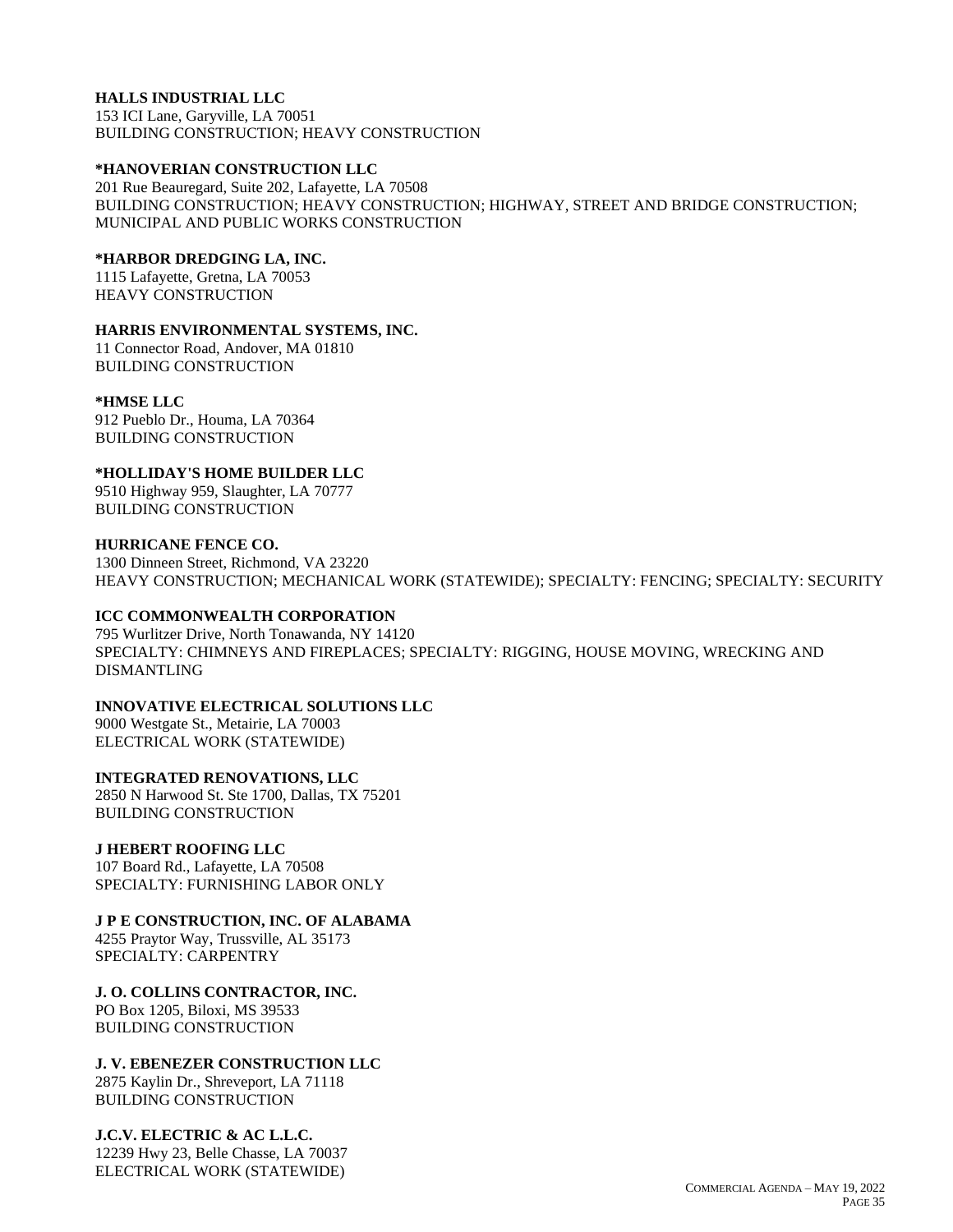**HALLS INDUSTRIAL LLC**
153 ICI Lane, Garyville, LA 70051
BUILDING CONSTRUCTION; HEAVY CONSTRUCTION

**\*HANOVERIAN CONSTRUCTION LLC**
201 Rue Beauregard, Suite 202, Lafayette, LA 70508
BUILDING CONSTRUCTION; HEAVY CONSTRUCTION; HIGHWAY, STREET AND BRIDGE CONSTRUCTION; MUNICIPAL AND PUBLIC WORKS CONSTRUCTION

**\*HARBOR DREDGING LA, INC.**
1115 Lafayette, Gretna, LA 70053
HEAVY CONSTRUCTION

**HARRIS ENVIRONMENTAL SYSTEMS, INC.**
11 Connector Road, Andover, MA 01810
BUILDING CONSTRUCTION

**\*HMSE LLC**
912 Pueblo Dr., Houma, LA 70364
BUILDING CONSTRUCTION

**\*HOLLIDAY'S HOME BUILDER LLC**
9510 Highway 959, Slaughter, LA 70777
BUILDING CONSTRUCTION

**HURRICANE FENCE CO.**
1300 Dinneen Street, Richmond, VA 23220
HEAVY CONSTRUCTION; MECHANICAL WORK (STATEWIDE); SPECIALTY: FENCING; SPECIALTY: SECURITY

**ICC COMMONWEALTH CORPORATION**
795 Wurlitzer Drive, North Tonawanda, NY 14120
SPECIALTY: CHIMNEYS AND FIREPLACES; SPECIALTY: RIGGING, HOUSE MOVING, WRECKING AND DISMANTLING

**INNOVATIVE ELECTRICAL SOLUTIONS LLC**
9000 Westgate St., Metairie, LA 70003
ELECTRICAL WORK (STATEWIDE)

**INTEGRATED RENOVATIONS, LLC**
2850 N Harwood St. Ste 1700, Dallas, TX 75201
BUILDING CONSTRUCTION

**J HEBERT ROOFING LLC**
107 Board Rd., Lafayette, LA 70508
SPECIALTY: FURNISHING LABOR ONLY

**J P E CONSTRUCTION, INC. OF ALABAMA**
4255 Praytor Way, Trussville, AL 35173
SPECIALTY: CARPENTRY

**J. O. COLLINS CONTRACTOR, INC.**
PO Box 1205, Biloxi, MS 39533
BUILDING CONSTRUCTION

**J. V. EBENEZER CONSTRUCTION LLC**
2875 Kaylin Dr., Shreveport, LA 71118
BUILDING CONSTRUCTION

**J.C.V. ELECTRIC & AC L.L.C.**
12239 Hwy 23, Belle Chasse, LA 70037
ELECTRICAL WORK (STATEWIDE)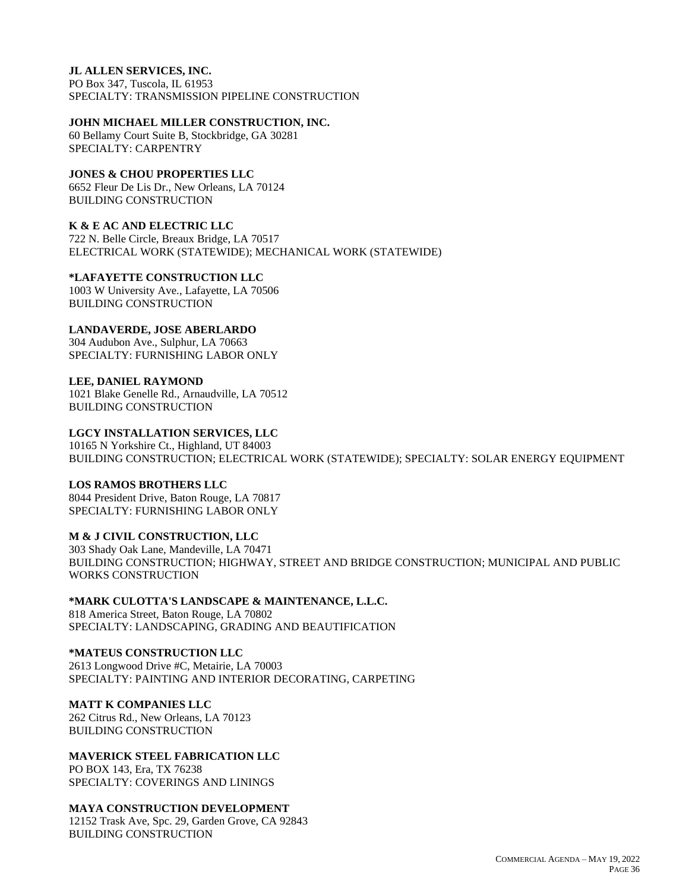**JL ALLEN SERVICES, INC.**
PO Box 347, Tuscola, IL 61953
SPECIALTY: TRANSMISSION PIPELINE CONSTRUCTION

**JOHN MICHAEL MILLER CONSTRUCTION, INC.**
60 Bellamy Court Suite B, Stockbridge, GA 30281
SPECIALTY: CARPENTRY

**JONES & CHOU PROPERTIES LLC**
6652 Fleur De Lis Dr., New Orleans, LA 70124
BUILDING CONSTRUCTION

**K & E AC AND ELECTRIC LLC**
722 N. Belle Circle, Breaux Bridge, LA 70517
ELECTRICAL WORK (STATEWIDE); MECHANICAL WORK (STATEWIDE)

**\*LAFAYETTE CONSTRUCTION LLC**
1003 W University Ave., Lafayette, LA 70506
BUILDING CONSTRUCTION

**LANDAVERDE, JOSE ABERLARDO**
304 Audubon Ave., Sulphur, LA 70663
SPECIALTY: FURNISHING LABOR ONLY

**LEE, DANIEL RAYMOND**
1021 Blake Genelle Rd., Arnaudville, LA 70512
BUILDING CONSTRUCTION

**LGCY INSTALLATION SERVICES, LLC**
10165 N Yorkshire Ct., Highland, UT 84003
BUILDING CONSTRUCTION; ELECTRICAL WORK (STATEWIDE); SPECIALTY: SOLAR ENERGY EQUIPMENT

**LOS RAMOS BROTHERS LLC**
8044 President Drive, Baton Rouge, LA 70817
SPECIALTY: FURNISHING LABOR ONLY

**M & J CIVIL CONSTRUCTION, LLC**
303 Shady Oak Lane, Mandeville, LA 70471
BUILDING CONSTRUCTION; HIGHWAY, STREET AND BRIDGE CONSTRUCTION; MUNICIPAL AND PUBLIC WORKS CONSTRUCTION

**\*MARK CULOTTA'S LANDSCAPE & MAINTENANCE, L.L.C.**
818 America Street, Baton Rouge, LA 70802
SPECIALTY: LANDSCAPING, GRADING AND BEAUTIFICATION

**\*MATEUS CONSTRUCTION LLC**
2613 Longwood Drive #C, Metairie, LA 70003
SPECIALTY: PAINTING AND INTERIOR DECORATING, CARPETING

**MATT K COMPANIES LLC**
262 Citrus Rd., New Orleans, LA 70123
BUILDING CONSTRUCTION

**MAVERICK STEEL FABRICATION LLC**
PO BOX 143, Era, TX 76238
SPECIALTY: COVERINGS AND LININGS

**MAYA CONSTRUCTION DEVELOPMENT**
12152 Trask Ave, Spc. 29, Garden Grove, CA 92843
BUILDING CONSTRUCTION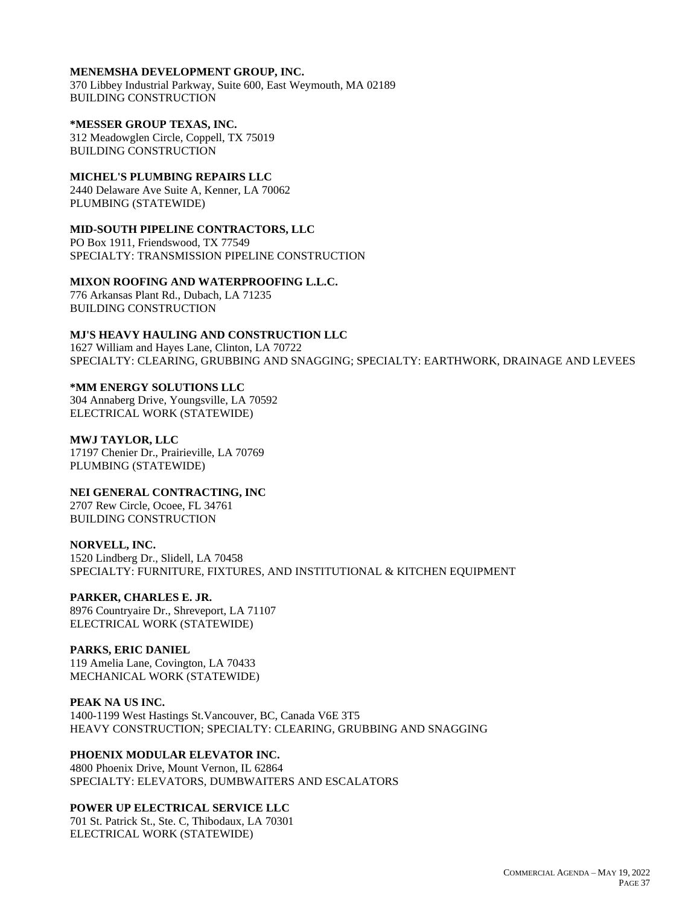**MENEMSHA DEVELOPMENT GROUP, INC.**
370 Libbey Industrial Parkway, Suite 600, East Weymouth, MA 02189
BUILDING CONSTRUCTION

***MESSER GROUP TEXAS, INC.**
312 Meadowglen Circle, Coppell, TX 75019
BUILDING CONSTRUCTION

**MICHEL'S PLUMBING REPAIRS LLC**
2440 Delaware Ave Suite A, Kenner, LA 70062
PLUMBING (STATEWIDE)

**MID-SOUTH PIPELINE CONTRACTORS, LLC**
PO Box 1911, Friendswood, TX 77549
SPECIALTY: TRANSMISSION PIPELINE CONSTRUCTION

**MIXON ROOFING AND WATERPROOFING L.L.C.**
776 Arkansas Plant Rd., Dubach, LA 71235
BUILDING CONSTRUCTION

**MJ'S HEAVY HAULING AND CONSTRUCTION LLC**
1627 William and Hayes Lane, Clinton, LA 70722
SPECIALTY: CLEARING, GRUBBING AND SNAGGING; SPECIALTY: EARTHWORK, DRAINAGE AND LEVEES

***MM ENERGY SOLUTIONS LLC**
304 Annaberg Drive, Youngsville, LA 70592
ELECTRICAL WORK (STATEWIDE)

**MWJ TAYLOR, LLC**
17197 Chenier Dr., Prairieville, LA 70769
PLUMBING (STATEWIDE)

**NEI GENERAL CONTRACTING, INC**
2707 Rew Circle, Ocoee, FL 34761
BUILDING CONSTRUCTION

**NORVELL, INC.**
1520 Lindberg Dr., Slidell, LA 70458
SPECIALTY: FURNITURE, FIXTURES, AND INSTITUTIONAL & KITCHEN EQUIPMENT

**PARKER, CHARLES E. JR.**
8976 Countryaire Dr., Shreveport, LA 71107
ELECTRICAL WORK (STATEWIDE)

**PARKS, ERIC DANIEL**
119 Amelia Lane, Covington, LA 70433
MECHANICAL WORK (STATEWIDE)

**PEAK NA US INC.**
1400-1199 West Hastings St.Vancouver, BC, Canada V6E 3T5
HEAVY CONSTRUCTION; SPECIALTY: CLEARING, GRUBBING AND SNAGGING

**PHOENIX MODULAR ELEVATOR INC.**
4800 Phoenix Drive, Mount Vernon, IL 62864
SPECIALTY: ELEVATORS, DUMBWAITERS AND ESCALATORS

**POWER UP ELECTRICAL SERVICE LLC**
701 St. Patrick St., Ste. C, Thibodaux, LA 70301
ELECTRICAL WORK (STATEWIDE)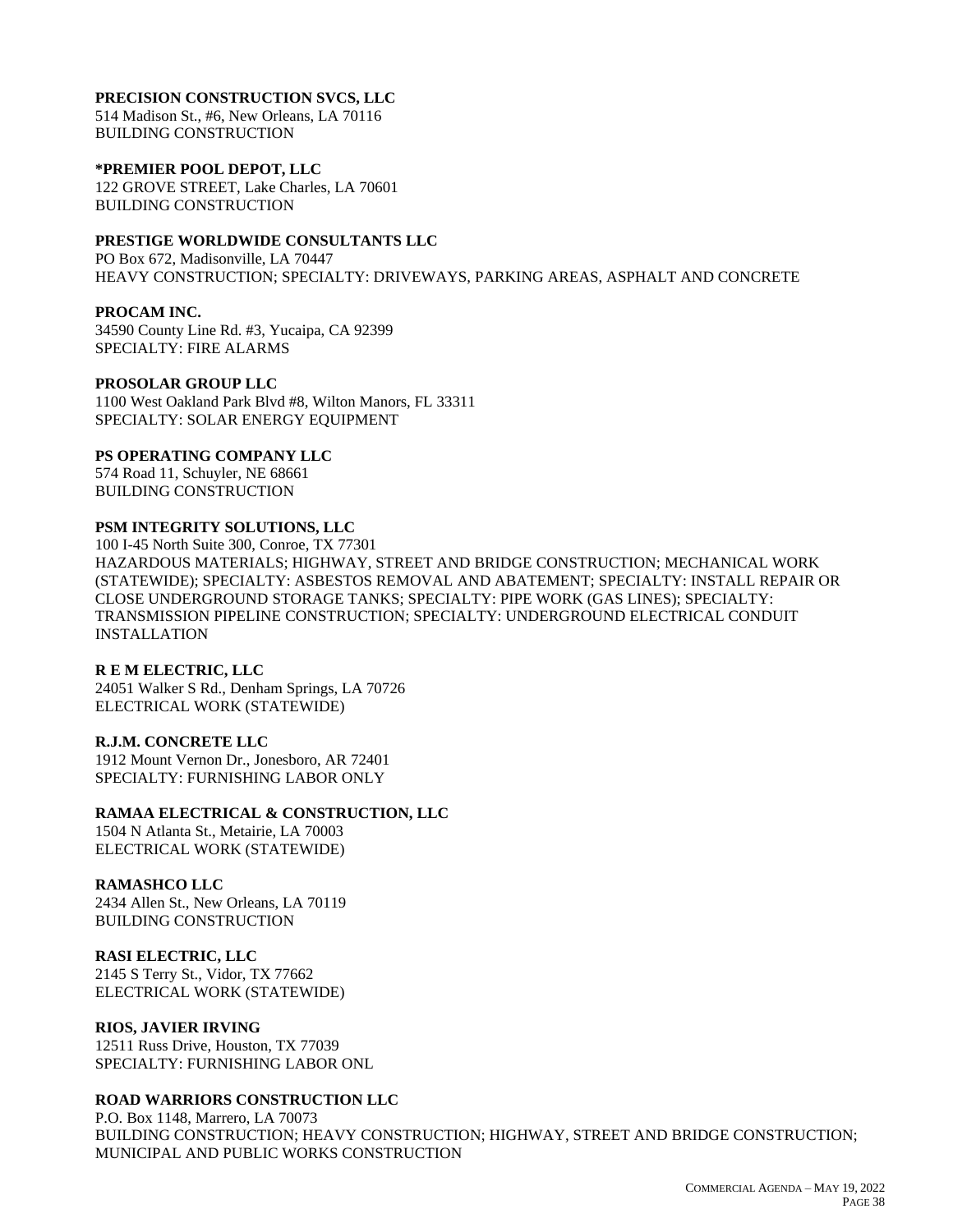**PRECISION CONSTRUCTION SVCS, LLC**
514 Madison St., #6, New Orleans, LA 70116
BUILDING CONSTRUCTION

***PREMIER POOL DEPOT, LLC**
122 GROVE STREET, Lake Charles, LA 70601
BUILDING CONSTRUCTION

**PRESTIGE WORLDWIDE CONSULTANTS LLC**
PO Box 672, Madisonville, LA 70447
HEAVY CONSTRUCTION; SPECIALTY: DRIVEWAYS, PARKING AREAS, ASPHALT AND CONCRETE

**PROCAM INC.**
34590 County Line Rd. #3, Yucaipa, CA 92399
SPECIALTY: FIRE ALARMS

**PROSOLAR GROUP LLC**
1100 West Oakland Park Blvd #8, Wilton Manors, FL 33311
SPECIALTY: SOLAR ENERGY EQUIPMENT

**PS OPERATING COMPANY LLC**
574 Road 11, Schuyler, NE 68661
BUILDING CONSTRUCTION

**PSM INTEGRITY SOLUTIONS, LLC**
100 I-45 North Suite 300, Conroe, TX 77301
HAZARDOUS MATERIALS; HIGHWAY, STREET AND BRIDGE CONSTRUCTION; MECHANICAL WORK (STATEWIDE); SPECIALTY: ASBESTOS REMOVAL AND ABATEMENT; SPECIALTY: INSTALL REPAIR OR CLOSE UNDERGROUND STORAGE TANKS; SPECIALTY: PIPE WORK (GAS LINES); SPECIALTY: TRANSMISSION PIPELINE CONSTRUCTION; SPECIALTY: UNDERGROUND ELECTRICAL CONDUIT INSTALLATION

**R E M ELECTRIC, LLC**
24051 Walker S Rd., Denham Springs, LA 70726
ELECTRICAL WORK (STATEWIDE)

**R.J.M. CONCRETE LLC**
1912 Mount Vernon Dr., Jonesboro, AR 72401
SPECIALTY: FURNISHING LABOR ONLY

**RAMAA ELECTRICAL & CONSTRUCTION, LLC**
1504 N Atlanta St., Metairie, LA 70003
ELECTRICAL WORK (STATEWIDE)

**RAMASHCO LLC**
2434 Allen St., New Orleans, LA 70119
BUILDING CONSTRUCTION

**RASI ELECTRIC, LLC**
2145 S Terry St., Vidor, TX 77662
ELECTRICAL WORK (STATEWIDE)

**RIOS, JAVIER IRVING**
12511 Russ Drive, Houston, TX 77039
SPECIALTY: FURNISHING LABOR ONL

**ROAD WARRIORS CONSTRUCTION LLC**
P.O. Box 1148, Marrero, LA 70073
BUILDING CONSTRUCTION; HEAVY CONSTRUCTION; HIGHWAY, STREET AND BRIDGE CONSTRUCTION; MUNICIPAL AND PUBLIC WORKS CONSTRUCTION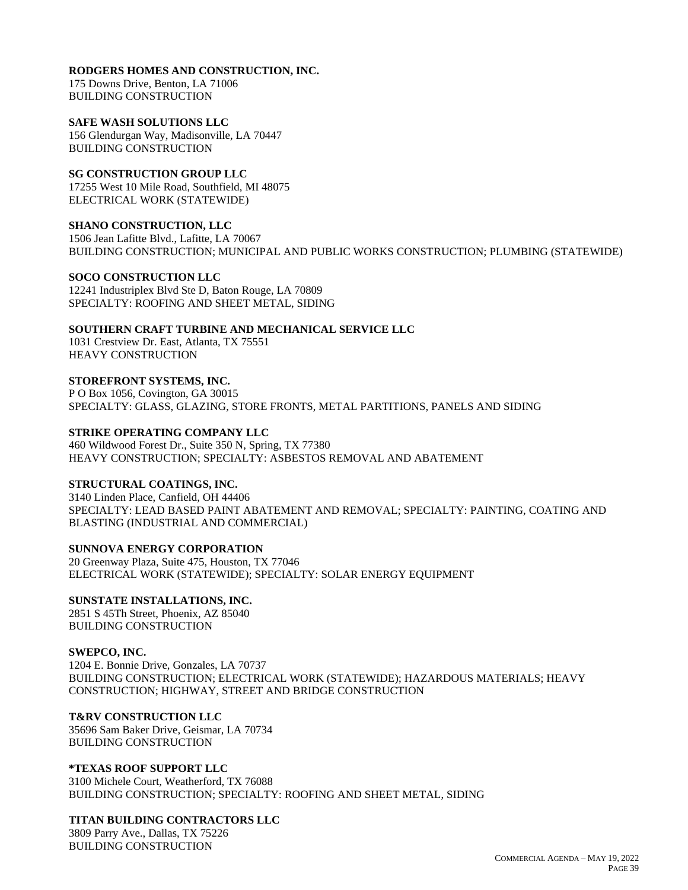**RODGERS HOMES AND CONSTRUCTION, INC.**
175 Downs Drive, Benton, LA 71006
BUILDING CONSTRUCTION

**SAFE WASH SOLUTIONS LLC**
156 Glendurgan Way, Madisonville, LA 70447
BUILDING CONSTRUCTION

**SG CONSTRUCTION GROUP LLC**
17255 West 10 Mile Road, Southfield, MI 48075
ELECTRICAL WORK (STATEWIDE)

**SHANO CONSTRUCTION, LLC**
1506 Jean Lafitte Blvd., Lafitte, LA 70067
BUILDING CONSTRUCTION; MUNICIPAL AND PUBLIC WORKS CONSTRUCTION; PLUMBING (STATEWIDE)

**SOCO CONSTRUCTION LLC**
12241 Industriplex Blvd Ste D, Baton Rouge, LA 70809
SPECIALTY: ROOFING AND SHEET METAL, SIDING

**SOUTHERN CRAFT TURBINE AND MECHANICAL SERVICE LLC**
1031 Crestview Dr. East, Atlanta, TX 75551
HEAVY CONSTRUCTION

**STOREFRONT SYSTEMS, INC.**
P O Box 1056, Covington, GA 30015
SPECIALTY: GLASS, GLAZING, STORE FRONTS, METAL PARTITIONS, PANELS AND SIDING

**STRIKE OPERATING COMPANY LLC**
460 Wildwood Forest Dr., Suite 350 N, Spring, TX 77380
HEAVY CONSTRUCTION; SPECIALTY: ASBESTOS REMOVAL AND ABATEMENT

**STRUCTURAL COATINGS, INC.**
3140 Linden Place, Canfield, OH 44406
SPECIALTY: LEAD BASED PAINT ABATEMENT AND REMOVAL; SPECIALTY: PAINTING, COATING AND BLASTING (INDUSTRIAL AND COMMERCIAL)

**SUNNOVA ENERGY CORPORATION**
20 Greenway Plaza, Suite 475, Houston, TX 77046
ELECTRICAL WORK (STATEWIDE); SPECIALTY: SOLAR ENERGY EQUIPMENT

**SUNSTATE INSTALLATIONS, INC.**
2851 S 45Th Street, Phoenix, AZ 85040
BUILDING CONSTRUCTION

**SWEPCO, INC.**
1204 E. Bonnie Drive, Gonzales, LA 70737
BUILDING CONSTRUCTION; ELECTRICAL WORK (STATEWIDE); HAZARDOUS MATERIALS; HEAVY CONSTRUCTION; HIGHWAY, STREET AND BRIDGE CONSTRUCTION

**T&RV CONSTRUCTION LLC**
35696 Sam Baker Drive, Geismar, LA 70734
BUILDING CONSTRUCTION

**\*TEXAS ROOF SUPPORT LLC**
3100 Michele Court, Weatherford, TX 76088
BUILDING CONSTRUCTION; SPECIALTY: ROOFING AND SHEET METAL, SIDING

**TITAN BUILDING CONTRACTORS LLC**
3809 Parry Ave., Dallas, TX 75226
BUILDING CONSTRUCTION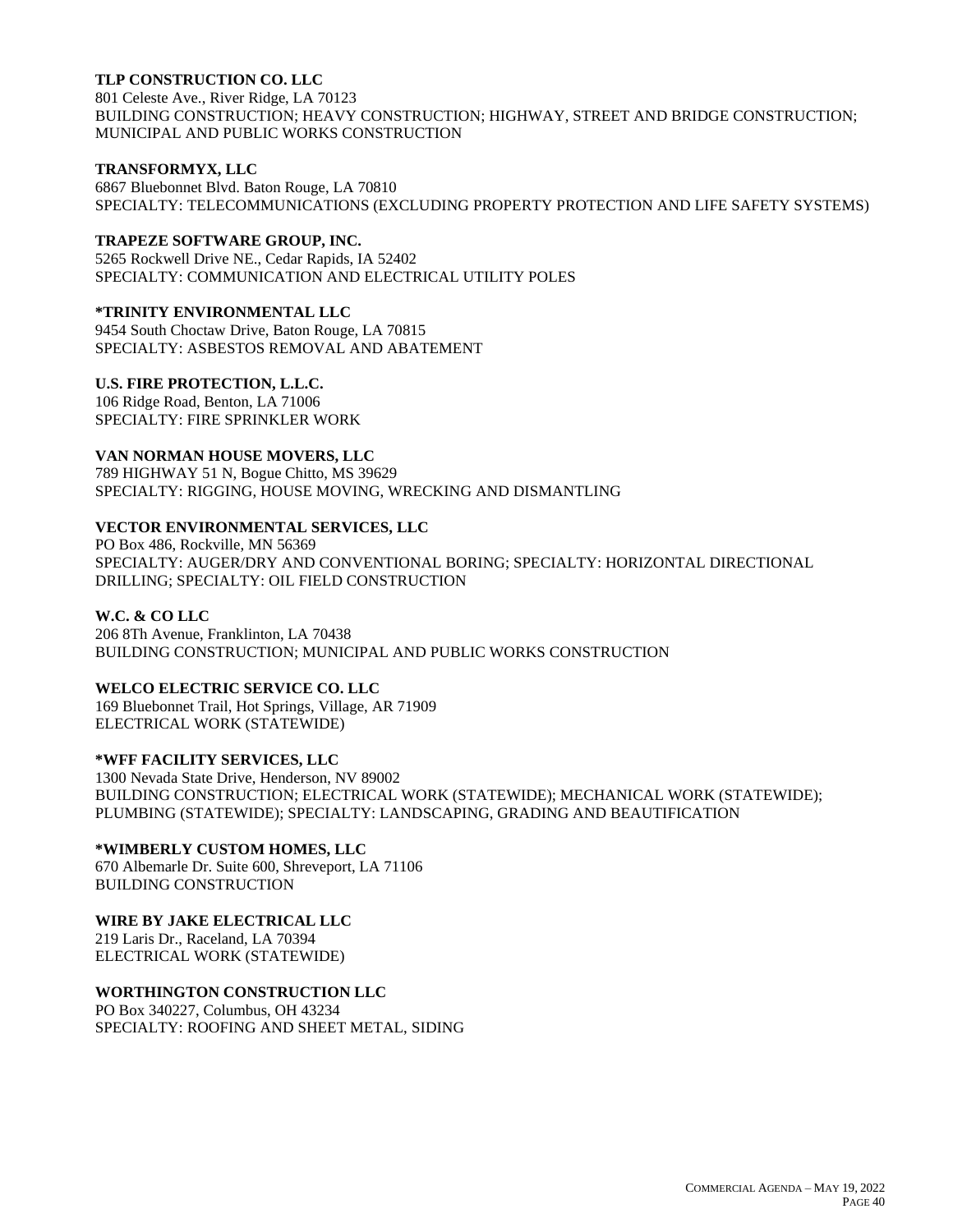**TLP CONSTRUCTION CO. LLC**
801 Celeste Ave., River Ridge, LA 70123
BUILDING CONSTRUCTION; HEAVY CONSTRUCTION; HIGHWAY, STREET AND BRIDGE CONSTRUCTION; MUNICIPAL AND PUBLIC WORKS CONSTRUCTION

**TRANSFORMYX, LLC**
6867 Bluebonnet Blvd. Baton Rouge, LA 70810
SPECIALTY: TELECOMMUNICATIONS (EXCLUDING PROPERTY PROTECTION AND LIFE SAFETY SYSTEMS)

**TRAPEZE SOFTWARE GROUP, INC.**
5265 Rockwell Drive NE., Cedar Rapids, IA 52402
SPECIALTY: COMMUNICATION AND ELECTRICAL UTILITY POLES

**\*TRINITY ENVIRONMENTAL LLC**
9454 South Choctaw Drive, Baton Rouge, LA 70815
SPECIALTY: ASBESTOS REMOVAL AND ABATEMENT

**U.S. FIRE PROTECTION, L.L.C.**
106 Ridge Road, Benton, LA 71006
SPECIALTY: FIRE SPRINKLER WORK

**VAN NORMAN HOUSE MOVERS, LLC**
789 HIGHWAY 51 N, Bogue Chitto, MS 39629
SPECIALTY: RIGGING, HOUSE MOVING, WRECKING AND DISMANTLING

**VECTOR ENVIRONMENTAL SERVICES, LLC**
PO Box 486, Rockville, MN 56369
SPECIALTY: AUGER/DRY AND CONVENTIONAL BORING; SPECIALTY: HORIZONTAL DIRECTIONAL DRILLING; SPECIALTY: OIL FIELD CONSTRUCTION

**W.C. & CO LLC**
206 8Th Avenue, Franklinton, LA 70438
BUILDING CONSTRUCTION; MUNICIPAL AND PUBLIC WORKS CONSTRUCTION

**WELCO ELECTRIC SERVICE CO. LLC**
169 Bluebonnet Trail, Hot Springs, Village, AR 71909
ELECTRICAL WORK (STATEWIDE)

**\*WFF FACILITY SERVICES, LLC**
1300 Nevada State Drive, Henderson, NV 89002
BUILDING CONSTRUCTION; ELECTRICAL WORK (STATEWIDE); MECHANICAL WORK (STATEWIDE); PLUMBING (STATEWIDE); SPECIALTY: LANDSCAPING, GRADING AND BEAUTIFICATION

**\*WIMBERLY CUSTOM HOMES, LLC**
670 Albemarle Dr. Suite 600, Shreveport, LA 71106
BUILDING CONSTRUCTION

**WIRE BY JAKE ELECTRICAL LLC**
219 Laris Dr., Raceland, LA 70394
ELECTRICAL WORK (STATEWIDE)

**WORTHINGTON CONSTRUCTION LLC**
PO Box 340227, Columbus, OH 43234
SPECIALTY: ROOFING AND SHEET METAL, SIDING